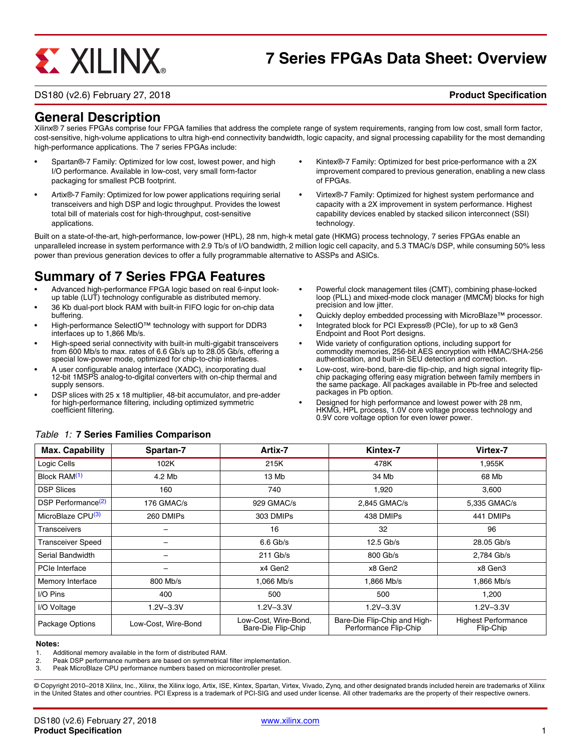# 7 Series FPGAs Data Sheet: Overview

DS180 (v2.6) February 27, 2018 **Product Specification**

## General Description

Xilinx® 7 series FPGAs comprise four FPGA families that address the complete range of system requirements, ranging from low cost, small form factor, cost-sensitive, high-volume applications to ultra high-end connectivity bandwidth, logic capacity, and signal processing capability for the most demanding high-performance applications. The 7 series FPGAs include:

- Spartan®-7 Family: Optimized for low cost, lowest power, and high I/O performance. Available in low-cost, very small form-factor packaging for smallest PCB footprint.
- Artix®-7 Family: Optimized for low power applications requiring serial transceivers and high DSP and logic throughput. Provides the lowest total bill of materials cost for high-throughput, cost-sensitive applications.
- Kintex®-7 Family: Optimized for best price-performance with a 2X improvement compared to previous generation, enabling a new class of FPGAs.
- Virtex®-7 Family: Optimized for highest system performance and capacity with a 2X improvement in system performance. Highest capability devices enabled by stacked silicon interconnect (SSI) technology.

Built on a state-of-the-art, high-performance, low-power (HPL), 28 nm, high-k metal gate (HKMG) process technology, 7 series FPGAs enable an unparalleled increase in system performance with 2.9 Tb/s of I/O bandwidth, 2 million logic cell capacity, and 5.3 TMAC/s DSP, while consuming 50% less power than previous generation devices to offer a fully programmable alternative to ASSPs and ASICs.

## Summary of 7 Series FPGA Features

- Advanced high-performance FPGA logic based on real 6-input look-up table (LUT) technology configurable as distributed memory.
- 36 Kb dual-port block RAM with built-in FIFO logic for on-chip data buffering.
- High-performance SelectIO™ technology with support for DDR3 interfaces up to 1,866 Mb/s.
- High-speed serial connectivity with built-in multi-gigabit transceivers from 600 Mb/s to max. rates of 6.6 Gb/s up to 28.05 Gb/s, offering a special low-power mode, optimized for chip-to-chip interfaces.
- A user configurable analog interface (XADC), incorporating dual 12-bit 1MSPS analog-to-digital converters with on-chip thermal and supply sensors.
- DSP slices with 25 x 18 multiplier, 48-bit accumulator, and pre-adder for high-performance filtering, including optimized symmetric coefficient filtering.
- Powerful clock management tiles (CMT), combining phase-locked loop (PLL) and mixed-mode clock manager (MMCM) blocks for high precision and low jitter.
- Quickly deploy embedded processing with MicroBlaze™ processor.
- Integrated block for PCI Express® (PCIe), for up to x8 Gen3 Endpoint and Root Port designs.
- Wide variety of configuration options, including support for commodity memories, 256-bit AES encryption with HMAC/SHA-256 authentication, and built-in SEU detection and correction.
- Low-cost, wire-bond, bare-die flip-chip, and high signal integrity flip-chip packaging offering easy migration between family members in the same package. All packages available in Pb-free and selected packages in Pb option.
- Designed for high performance and lowest power with 28 nm, HKMG, HPL process, 1.0V core voltage process technology and 0.9V core voltage option for even lower power.

*Table 1:* **7 Series Families Comparison**

| Max. Capability | Spartan-7 | Artix-7 | Kintex-7 | Virtex-7 |
|---|---|---|---|---|
| Logic Cells | 102K | 215K | 478K | 1,955K |
| Block RAM(1) | 4.2 Mb | 13 Mb | 34 Mb | 68 Mb |
| DSP Slices | 160 | 740 | 1,920 | 3,600 |
| DSP Performance(2) | 176 GMAC/s | 929 GMAC/s | 2,845 GMAC/s | 5,335 GMAC/s |
| MicroBlaze CPU(3) | 260 DMIPs | 303 DMIPs | 438 DMIPs | 441 DMIPs |
| Transceivers | – | 16 | 32 | 96 |
| Transceiver Speed | – | 6.6 Gb/s | 12.5 Gb/s | 28.05 Gb/s |
| Serial Bandwidth | – | 211 Gb/s | 800 Gb/s | 2,784 Gb/s |
| PCIe Interface | – | x4 Gen2 | x8 Gen2 | x8 Gen3 |
| Memory Interface | 800 Mb/s | 1,066 Mb/s | 1,866 Mb/s | 1,866 Mb/s |
| I/O Pins | 400 | 500 | 500 | 1,200 |
| I/O Voltage | 1.2V–3.3V | 1.2V–3.3V | 1.2V–3.3V | 1.2V–3.3V |
| Package Options | Low-Cost, Wire-Bond | Low-Cost, Wire-Bond, Bare-Die Flip-Chip | Bare-Die Flip-Chip and High-Performance Flip-Chip | Highest Performance Flip-Chip |

**Notes:**
1. Additional memory available in the form of distributed RAM.
2. Peak DSP performance numbers are based on symmetrical filter implementation.
3. Peak MicroBlaze CPU performance numbers based on microcontroller preset.

© Copyright 2010–2018 Xilinx, Inc., Xilinx, the Xilinx logo, Artix, ISE, Kintex, Spartan, Virtex, Vivado, Zynq, and other designated brands included herein are trademarks of Xilinx in the United States and other countries. PCI Express is a trademark of PCI-SIG and used under license. All other trademarks are the property of their respective owners.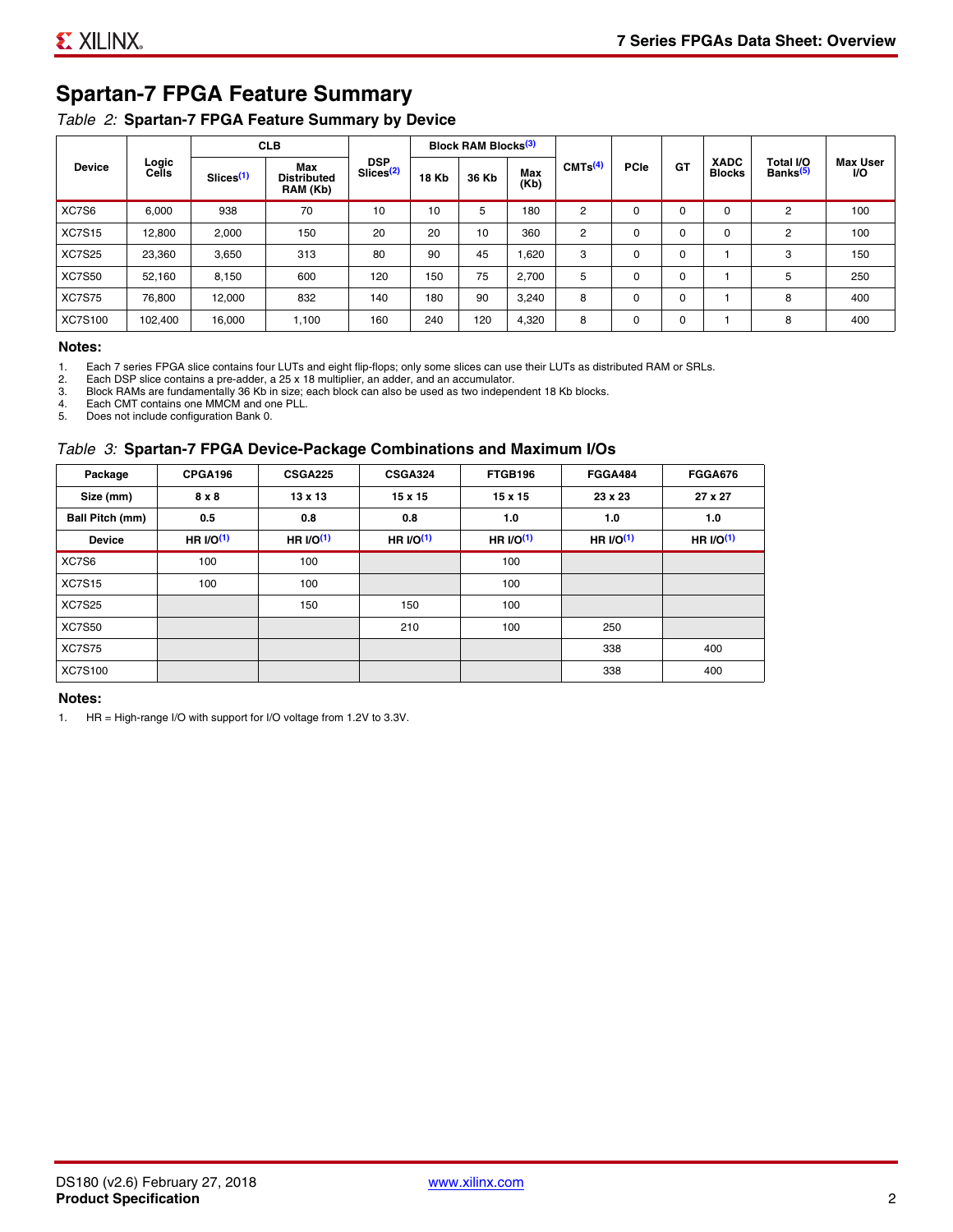## Spartan-7 FPGA Feature Summary

*Table 2:* **Spartan-7 FPGA Feature Summary by Device**

| Device | Logic Cells | CLB | | DSP Slices[(2)] | Block RAM Blocks[(3)] | | | CMTs[(4)] | PCIe | GT | XADC Blocks | Total I/O Banks[(5)] | Max User I/O |
|---|---|---|---|---|---|---|---|---|---|---|---|---|---|
| | | Slices[(1)] | Max Distributed RAM (Kb) | | 18 Kb | 36 Kb | Max (Kb) | | | | | | |
| XC7S6 | 6,000 | 938 | 70 | 10 | 10 | 5 | 180 | 2 | 0 | 0 | 0 | 2 | 100 |
| XC7S15 | 12,800 | 2,000 | 150 | 20 | 20 | 10 | 360 | 2 | 0 | 0 | 0 | 2 | 100 |
| XC7S25 | 23,360 | 3,650 | 313 | 80 | 90 | 45 | 1,620 | 3 | 0 | 0 | 1 | 3 | 150 |
| XC7S50 | 52,160 | 8,150 | 600 | 120 | 150 | 75 | 2,700 | 5 | 0 | 0 | 1 | 5 | 250 |
| XC7S75 | 76,800 | 12,000 | 832 | 140 | 180 | 90 | 3,240 | 8 | 0 | 0 | 1 | 8 | 400 |
| XC7S100 | 102,400 | 16,000 | 1,100 | 160 | 240 | 120 | 4,320 | 8 | 0 | 0 | 1 | 8 | 400 |

**Notes:**

1. Each 7 series FPGA slice contains four LUTs and eight flip-flops; only some slices can use their LUTs as distributed RAM or SRLs.
2. Each DSP slice contains a pre-adder, a 25 x 18 multiplier, an adder, and an accumulator.
3. Block RAMs are fundamentally 36 Kb in size; each block can also be used as two independent 18 Kb blocks.
4. Each CMT contains one MMCM and one PLL.
5. Does not include configuration Bank 0.

*Table 3:* **Spartan-7 FPGA Device-Package Combinations and Maximum I/Os**

| Package | CPGA196 | CSGA225 | CSGA324 | FTGB196 | FGGA484 | FGGA676 |
|---|---|---|---|---|---|---|
| **Size (mm)** | **8 x 8** | **13 x 13** | **15 x 15** | **15 x 15** | **23 x 23** | **27 x 27** |
| **Ball Pitch (mm)** | **0.5** | **0.8** | **0.8** | **1.0** | **1.0** | **1.0** |
| **Device** | **HR I/O[(1)]** | **HR I/O[(1)]** | **HR I/O[(1)]** | **HR I/O[(1)]** | **HR I/O[(1)]** | **HR I/O[(1)]** |
| XC7S6 | 100 | 100 | | 100 | | |
| XC7S15 | 100 | 100 | | 100 | | |
| XC7S25 | | 150 | 150 | 100 | | |
| XC7S50 | | | 210 | 100 | 250 | |
| XC7S75 | | | | | 338 | 400 |
| XC7S100 | | | | | 338 | 400 |

**Notes:**

1. HR = High-range I/O with support for I/O voltage from 1.2V to 3.3V.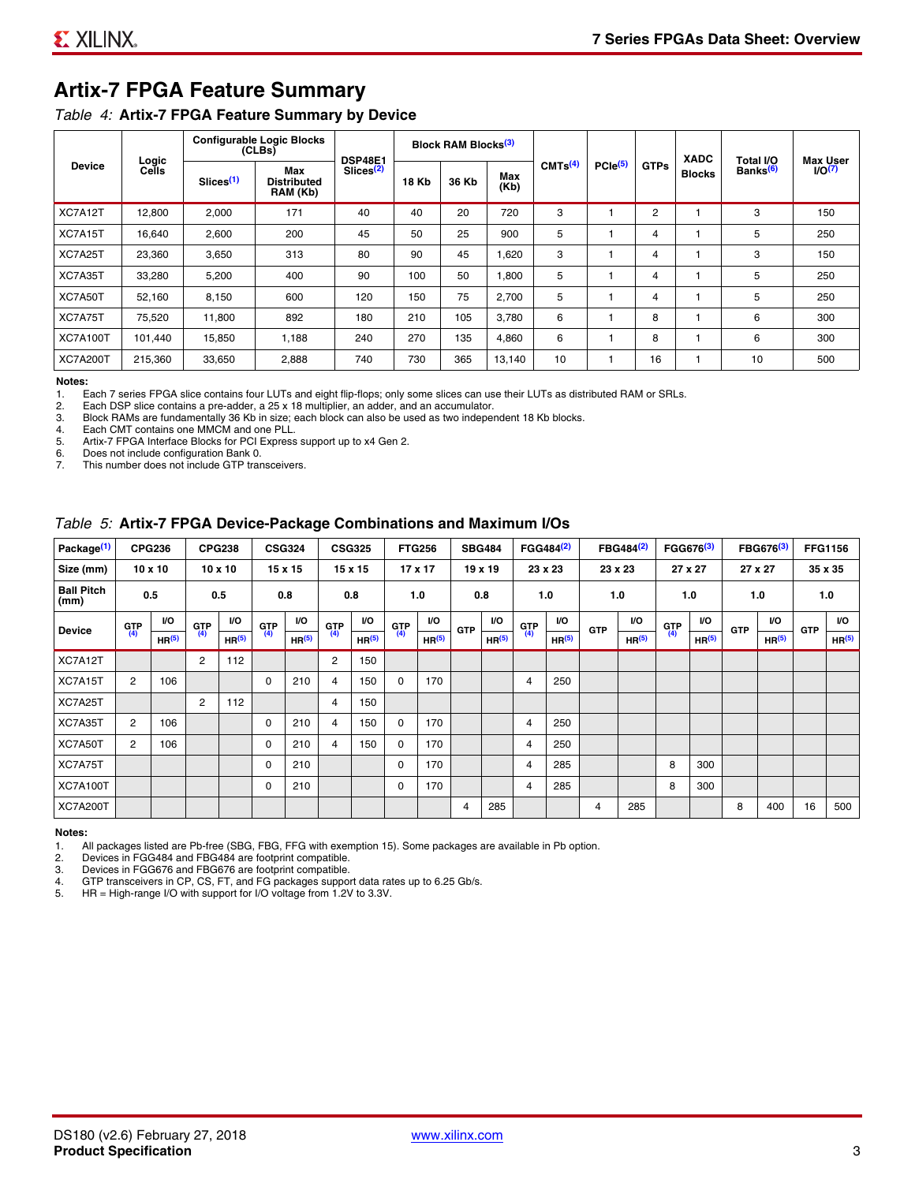## Artix-7 FPGA Feature Summary

*Table 4:* **Artix-7 FPGA Feature Summary by Device**

| Device | Logic Cells | Configurable Logic Blocks (CLBs) | | DSP48E1 Slices[2] | Block RAM Blocks[3] | | | CMTs[4] | PCIe[5] | GTPs | XADC Blocks | Total I/O Banks[6] | Max User I/O[7] |
|---|---|---|---|---|---|---|---|---|---|---|---|---|---|
| | | Slices[1] | Max Distributed RAM (Kb) | | 18 Kb | 36 Kb | Max (Kb) | | | | | | |
| XC7A12T | 12,800 | 2,000 | 171 | 40 | 40 | 20 | 720 | 3 | 1 | 2 | 1 | 3 | 150 |
| XC7A15T | 16,640 | 2,600 | 200 | 45 | 50 | 25 | 900 | 5 | 1 | 4 | 1 | 5 | 250 |
| XC7A25T | 23,360 | 3,650 | 313 | 80 | 90 | 45 | 1,620 | 3 | 1 | 4 | 1 | 3 | 150 |
| XC7A35T | 33,280 | 5,200 | 400 | 90 | 100 | 50 | 1,800 | 5 | 1 | 4 | 1 | 5 | 250 |
| XC7A50T | 52,160 | 8,150 | 600 | 120 | 150 | 75 | 2,700 | 5 | 1 | 4 | 1 | 5 | 250 |
| XC7A75T | 75,520 | 11,800 | 892 | 180 | 210 | 105 | 3,780 | 6 | 1 | 8 | 1 | 6 | 300 |
| XC7A100T | 101,440 | 15,850 | 1,188 | 240 | 270 | 135 | 4,860 | 6 | 1 | 8 | 1 | 6 | 300 |
| XC7A200T | 215,360 | 33,650 | 2,888 | 740 | 730 | 365 | 13,140 | 10 | 1 | 16 | 1 | 10 | 500 |

**Notes:**
1. Each 7 series FPGA slice contains four LUTs and eight flip-flops; only some slices can use their LUTs as distributed RAM or SRLs.
2. Each DSP slice contains a pre-adder, a 25 x 18 multiplier, an adder, and an accumulator.
3. Block RAMs are fundamentally 36 Kb in size; each block can also be used as two independent 18 Kb blocks.
4. Each CMT contains one MMCM and one PLL.
5. Artix-7 FPGA Interface Blocks for PCI Express support up to x4 Gen 2.
6. Does not include configuration Bank 0.
7. This number does not include GTP transceivers.

*Table 5:* **Artix-7 FPGA Device-Package Combinations and Maximum I/Os**

| Package[1] | CPG236 | | CPG238 | | CSG324 | | CSG325 | | FTG256 | | SBG484 | | FGG484[2] | | FBG484[2] | | FGG676[3] | | FBG676[3] | | FFG1156 | |
|---|---|---|---|---|---|---|---|---|---|---|---|---|---|---|---|---|---|---|---|---|---|---|
| Size (mm) | 10 x 10 | | 10 x 10 | | 15 x 15 | | 15 x 15 | | 17 x 17 | | 19 x 19 | | 23 x 23 | | 23 x 23 | | 27 x 27 | | 27 x 27 | | 35 x 35 | |
| Ball Pitch (mm) | 0.5 | | 0.5 | | 0.8 | | 0.8 | | 1.0 | | 0.8 | | 1.0 | | 1.0 | | 1.0 | | 1.0 | | 1.0 | |
| Device | GTP[4] | I/O HR[5] | GTP[4] | I/O HR[5] | GTP[4] | I/O HR[5] | GTP[4] | I/O HR[5] | GTP[4] | I/O HR[5] | GTP | I/O HR[5] | GTP[4] | I/O HR[5] | GTP | I/O HR[5] | GTP[4] | I/O HR[5] | GTP | I/O HR[5] | GTP | I/O HR[5] |
| XC7A12T | | | 2 | 112 | | | 2 | 150 | | | | | | | | | | | | | | |
| XC7A15T | 2 | 106 | | | 0 | 210 | 4 | 150 | 0 | 170 | | | 4 | 250 | | | | | | | | |
| XC7A25T | | | 2 | 112 | | | 4 | 150 | | | | | | | | | | | | | | |
| XC7A35T | 2 | 106 | | | 0 | 210 | 4 | 150 | 0 | 170 | | | 4 | 250 | | | | | | | | |
| XC7A50T | 2 | 106 | | | 0 | 210 | 4 | 150 | 0 | 170 | | | 4 | 250 | | | | | | | | |
| XC7A75T | | | | | 0 | 210 | | | 0 | 170 | | | 4 | 285 | | | 8 | 300 | | | | |
| XC7A100T | | | | | 0 | 210 | | | 0 | 170 | | | 4 | 285 | | | 8 | 300 | | | | |
| XC7A200T | | | | | | | | | | | 4 | 285 | | | 4 | 285 | | | 8 | 400 | 16 | 500 |

**Notes:**
1. All packages listed are Pb-free (SBG, FBG, FFG with exemption 15). Some packages are available in Pb option.
2. Devices in FGG484 and FBG484 are footprint compatible.
3. Devices in FGG676 and FBG676 are footprint compatible.
4. GTP transceivers in CP, CS, FT, and FG packages support data rates up to 6.25 Gb/s.
5. HR = High-range I/O with support for I/O voltage from 1.2V to 3.3V.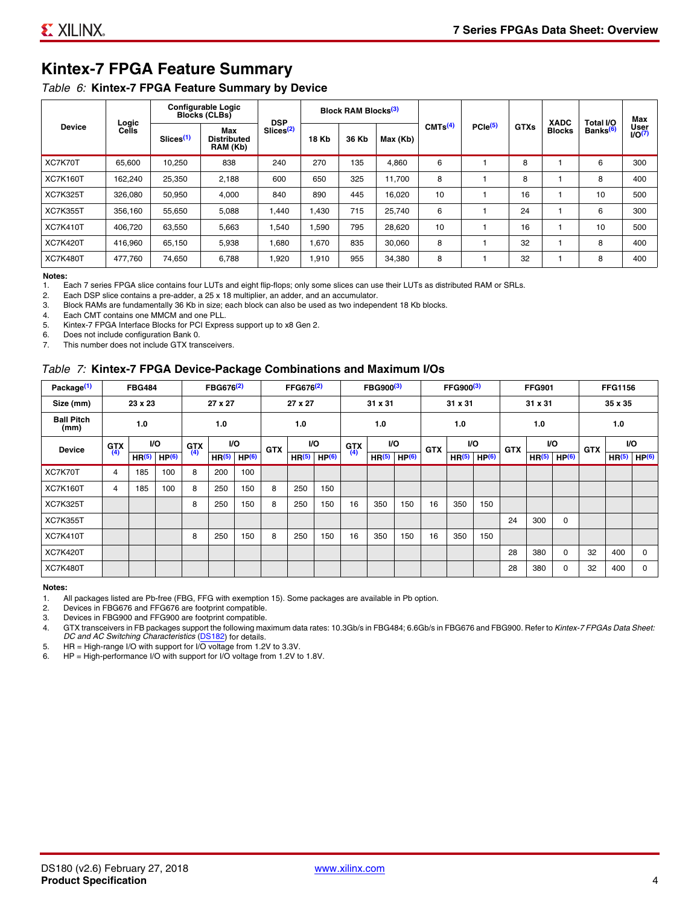# Kintex-7 FPGA Feature Summary

*Table 6:* **Kintex-7 FPGA Feature Summary by Device**

| Device | Logic Cells | Configurable Logic Blocks (CLBs) | | DSP Slices[2] | Block RAM Blocks[3] | | | CMTs[4] | PCIe[5] | GTXs | XADC Blocks | Total I/O Banks[6] | Max User I/O[7] |
|---|---|---|---|---|---|---|---|---|---|---|---|---|---|
| | | Slices[1] | Max Distributed RAM (Kb) | | 18 Kb | 36 Kb | Max (Kb) | | | | | | |
| XC7K70T | 65,600 | 10,250 | 838 | 240 | 270 | 135 | 4,860 | 6 | 1 | 8 | 1 | 6 | 300 |
| XC7K160T | 162,240 | 25,350 | 2,188 | 600 | 650 | 325 | 11,700 | 8 | 1 | 8 | 1 | 8 | 400 |
| XC7K325T | 326,080 | 50,950 | 4,000 | 840 | 890 | 445 | 16,020 | 10 | 1 | 16 | 1 | 10 | 500 |
| XC7K355T | 356,160 | 55,650 | 5,088 | 1,440 | 1,430 | 715 | 25,740 | 6 | 1 | 24 | 1 | 6 | 300 |
| XC7K410T | 406,720 | 63,550 | 5,663 | 1,540 | 1,590 | 795 | 28,620 | 10 | 1 | 16 | 1 | 10 | 500 |
| XC7K420T | 416,960 | 65,150 | 5,938 | 1,680 | 1,670 | 835 | 30,060 | 8 | 1 | 32 | 1 | 8 | 400 |
| XC7K480T | 477,760 | 74,650 | 6,788 | 1,920 | 1,910 | 955 | 34,380 | 8 | 1 | 32 | 1 | 8 | 400 |

**Notes:**

1. Each 7 series FPGA slice contains four LUTs and eight flip-flops; only some slices can use their LUTs as distributed RAM or SRLs.
2. Each DSP slice contains a pre-adder, a 25 x 18 multiplier, an adder, and an accumulator.
3. Block RAMs are fundamentally 36 Kb in size; each block can also be used as two independent 18 Kb blocks.
4. Each CMT contains one MMCM and one PLL.
5. Kintex-7 FPGA Interface Blocks for PCI Express support up to x8 Gen 2.
6. Does not include configuration Bank 0.
7. This number does not include GTX transceivers.

*Table 7:* **Kintex-7 FPGA Device-Package Combinations and Maximum I/Os**

| Package[1] | FBG484 | | | FBG676[2] | | | FFG676[2] | | | FBG900[3] | | | FFG900[3] | | | FFG901 | | | FFG1156 | | |
|---|---|---|---|---|---|---|---|---|---|---|---|---|---|---|---|---|---|---|---|---|---|
| Size (mm) | 23 x 23 | | | 27 x 27 | | | 27 x 27 | | | 31 x 31 | | | 31 x 31 | | | 31 x 31 | | | 35 x 35 | | |
| Ball Pitch (mm) | 1.0 | | | 1.0 | | | 1.0 | | | 1.0 | | | 1.0 | | | 1.0 | | | 1.0 | | |
| Device | GTX[4] | I/O | | GTX[4] | I/O | | GTX | I/O | | GTX[4] | I/O | | GTX | I/O | | GTX | I/O | | GTX | I/O | |
| | | HR[5] | HP[6] | | HR[5] | HP[6] | | HR[5] | HP[6] | | HR[5] | HP[6] | | HR[5] | HP[6] | | HR[5] | HP[6] | | HR[5] | HP[6] |
| XC7K70T | 4 | 185 | 100 | 8 | 200 | 100 | | | | | | | | | | | | | | | |
| XC7K160T | 4 | 185 | 100 | 8 | 250 | 150 | 8 | 250 | 150 | | | | | | | | | | | | |
| XC7K325T | | | | 8 | 250 | 150 | 8 | 250 | 150 | 16 | 350 | 150 | 16 | 350 | 150 | | | | | | |
| XC7K355T | | | | | | | | | | | | | | | | 24 | 300 | 0 | | | |
| XC7K410T | | | | 8 | 250 | 150 | 8 | 250 | 150 | 16 | 350 | 150 | 16 | 350 | 150 | | | | | | |
| XC7K420T | | | | | | | | | | | | | | | | 28 | 380 | 0 | 32 | 400 | 0 |
| XC7K480T | | | | | | | | | | | | | | | | 28 | 380 | 0 | 32 | 400 | 0 |

**Notes:**

1. All packages listed are Pb-free (FBG, FFG with exemption 15). Some packages are available in Pb option.
2. Devices in FBG676 and FFG676 are footprint compatible.
3. Devices in FBG900 and FFG900 are footprint compatible.
4. GTX transceivers in FB packages support the following maximum data rates: 10.3Gb/s in FBG484; 6.6Gb/s in FBG676 and FBG900. Refer to *Kintex-7 FPGAs Data Sheet: DC and AC Switching Characteristics* (DS182) for details.
5. HR = High-range I/O with support for I/O voltage from 1.2V to 3.3V.
6. HP = High-performance I/O with support for I/O voltage from 1.2V to 1.8V.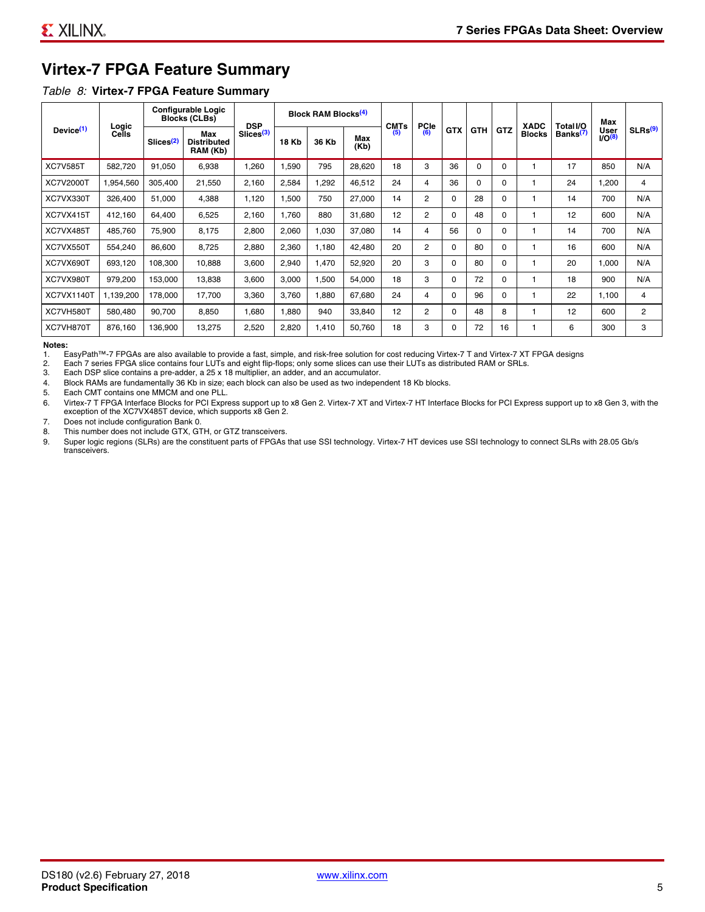## Virtex-7 FPGA Feature Summary

*Table 8:* **Virtex-7 FPGA Feature Summary**

| Device[1] | Logic Cells | Configurable Logic Blocks (CLBs) | | DSP Slices[3] | Block RAM Blocks[4] | | | CMTs [5] | PCIe [6] | GTX | GTH | GTZ | XADC Blocks | Total I/O Banks[7] | Max User I/O[8] | SLRs[9] |
|---|---|---|---|---|---|---|---|---|---|---|---|---|---|---|---|---|
| | | Slices[2] | Max Distributed RAM (Kb) | | 18 Kb | 36 Kb | Max (Kb) | | | | | | | | | |
| XC7V585T | 582,720 | 91,050 | 6,938 | 1,260 | 1,590 | 795 | 28,620 | 18 | 3 | 36 | 0 | 0 | 1 | 17 | 850 | N/A |
| XC7V2000T | 1,954,560 | 305,400 | 21,550 | 2,160 | 2,584 | 1,292 | 46,512 | 24 | 4 | 36 | 0 | 0 | 1 | 24 | 1,200 | 4 |
| XC7VX330T | 326,400 | 51,000 | 4,388 | 1,120 | 1,500 | 750 | 27,000 | 14 | 2 | 0 | 28 | 0 | 1 | 14 | 700 | N/A |
| XC7VX415T | 412,160 | 64,400 | 6,525 | 2,160 | 1,760 | 880 | 31,680 | 12 | 2 | 0 | 48 | 0 | 1 | 12 | 600 | N/A |
| XC7VX485T | 485,760 | 75,900 | 8,175 | 2,800 | 2,060 | 1,030 | 37,080 | 14 | 4 | 56 | 0 | 0 | 1 | 14 | 700 | N/A |
| XC7VX550T | 554,240 | 86,600 | 8,725 | 2,880 | 2,360 | 1,180 | 42,480 | 20 | 2 | 0 | 80 | 0 | 1 | 16 | 600 | N/A |
| XC7VX690T | 693,120 | 108,300 | 10,888 | 3,600 | 2,940 | 1,470 | 52,920 | 20 | 3 | 0 | 80 | 0 | 1 | 20 | 1,000 | N/A |
| XC7VX980T | 979,200 | 153,000 | 13,838 | 3,600 | 3,000 | 1,500 | 54,000 | 18 | 3 | 0 | 72 | 0 | 1 | 18 | 900 | N/A |
| XC7VX1140T | 1,139,200 | 178,000 | 17,700 | 3,360 | 3,760 | 1,880 | 67,680 | 24 | 4 | 0 | 96 | 0 | 1 | 22 | 1,100 | 4 |
| XC7VH580T | 580,480 | 90,700 | 8,850 | 1,680 | 1,880 | 940 | 33,840 | 12 | 2 | 0 | 48 | 8 | 1 | 12 | 600 | 2 |
| XC7VH870T | 876,160 | 136,900 | 13,275 | 2,520 | 2,820 | 1,410 | 50,760 | 18 | 3 | 0 | 72 | 16 | 1 | 6 | 300 | 3 |

**Notes:**

1. EasyPath™-7 FPGAs are also available to provide a fast, simple, and risk-free solution for cost reducing Virtex-7 T and Virtex-7 XT FPGA designs
2. Each 7 series FPGA slice contains four LUTs and eight flip-flops; only some slices can use their LUTs as distributed RAM or SRLs.
3. Each DSP slice contains a pre-adder, a 25 x 18 multiplier, an adder, and an accumulator.
4. Block RAMs are fundamentally 36 Kb in size; each block can also be used as two independent 18 Kb blocks.
5. Each CMT contains one MMCM and one PLL.
6. Virtex-7 T FPGA Interface Blocks for PCI Express support up to x8 Gen 2. Virtex-7 XT and Virtex-7 HT Interface Blocks for PCI Express support up to x8 Gen 3, with the exception of the XC7VX485T device, which supports x8 Gen 2.
7. Does not include configuration Bank 0.
8. This number does not include GTX, GTH, or GTZ transceivers.
9. Super logic regions (SLRs) are the constituent parts of FPGAs that use SSI technology. Virtex-7 HT devices use SSI technology to connect SLRs with 28.05 Gb/s transceivers.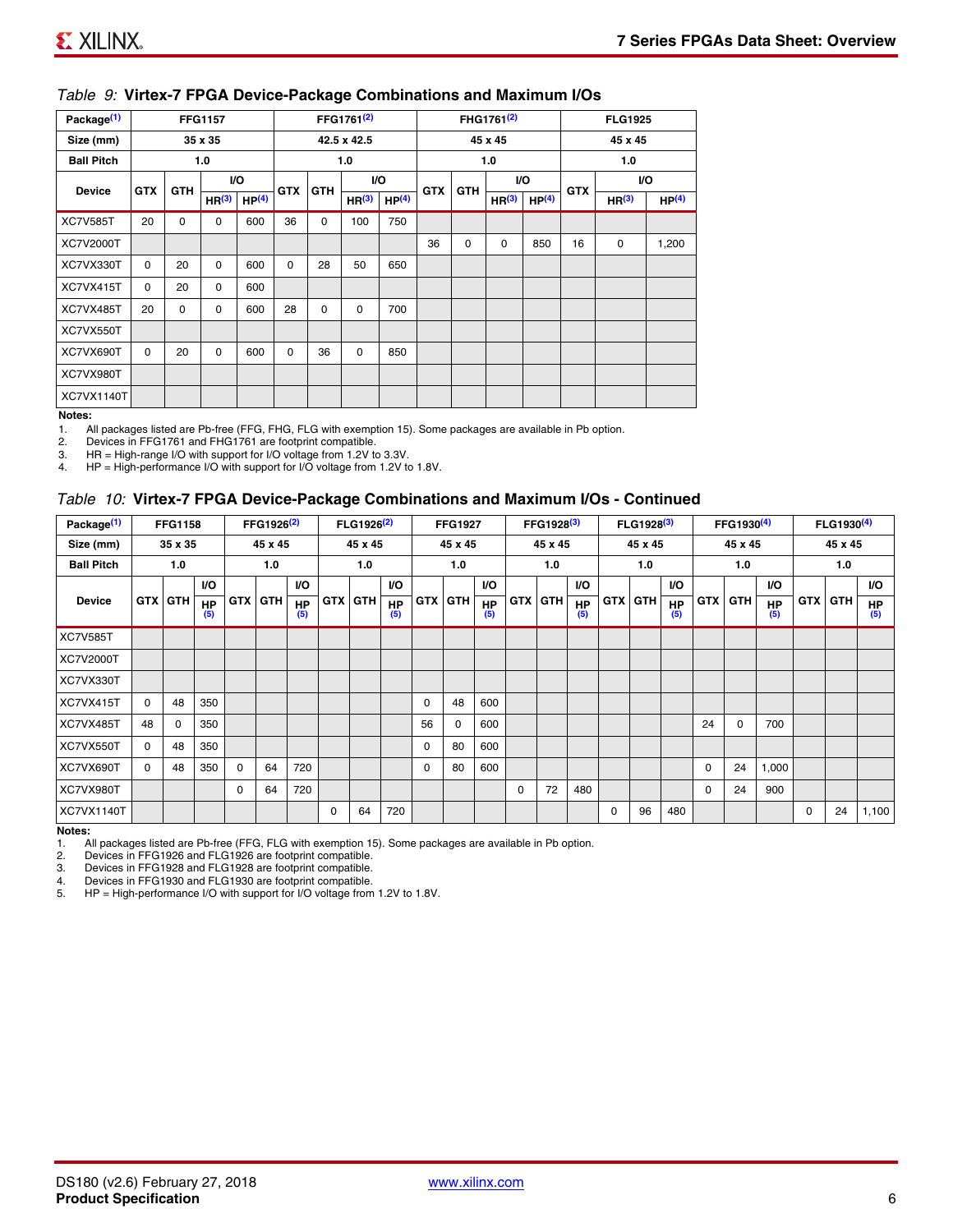*Table 9:* **Virtex-7 FPGA Device-Package Combinations and Maximum I/Os**

| Package[1] | FFG1157 | | | | FFG1761[2] | | | | FHG1761[2] | | | | FLG1925 | | |
|---|---|---|---|---|---|---|---|---|---|---|---|---|---|---|---|
| Size (mm) | 35 x 35 | | | | 42.5 x 42.5 | | | | 45 x 45 | | | | 45 x 45 | | |
| Ball Pitch | 1.0 | | | | 1.0 | | | | 1.0 | | | | 1.0 | | |
| Device | GTX | GTH | I/O | | GTX | GTH | I/O | | GTX | GTH | I/O | | GTX | I/O | |
| | | | HR[3] | HP[4] | | | HR[3] | HP[4] | | | HR[3] | HP[4] | | HR[3] | HP[4] |
| XC7V585T | 20 | 0 | 0 | 600 | 36 | 0 | 100 | 750 | | | | | | | |
| XC7V2000T | | | | | | | | | 36 | 0 | 0 | 850 | 16 | 0 | 1,200 |
| XC7VX330T | 0 | 20 | 0 | 600 | 0 | 28 | 50 | 650 | | | | | | | |
| XC7VX415T | 0 | 20 | 0 | 600 | | | | | | | | | | | |
| XC7VX485T | 20 | 0 | 0 | 600 | 28 | 0 | 0 | 700 | | | | | | | |
| XC7VX550T | | | | | | | | | | | | | | | |
| XC7VX690T | 0 | 20 | 0 | 600 | 0 | 36 | 0 | 850 | | | | | | | |
| XC7VX980T | | | | | | | | | | | | | | | |
| XC7VX1140T | | | | | | | | | | | | | | | |

**Notes:**

1. All packages listed are Pb-free (FFG, FHG, FLG with exemption 15). Some packages are available in Pb option.
2. Devices in FFG1761 and FHG1761 are footprint compatible.
3. HR = High-range I/O with support for I/O voltage from 1.2V to 3.3V.
4. HP = High-performance I/O with support for I/O voltage from 1.2V to 1.8V.

*Table 10:* **Virtex-7 FPGA Device-Package Combinations and Maximum I/Os - Continued**

| Package[1] | FFG1158 | | | FFG1926[2] | | | FLG1926[2] | | | FFG1927 | | | FFG1928[3] | | | FLG1928[3] | | | FFG1930[4] | | | FLG1930[4] | | |
|---|---|---|---|---|---|---|---|---|---|---|---|---|---|---|---|---|---|---|---|---|---|---|---|---|
| Size (mm) | 35 x 35 | | | 45 x 45 | | | 45 x 45 | | | 45 x 45 | | | 45 x 45 | | | 45 x 45 | | | 45 x 45 | | | 45 x 45 | | |
| Ball Pitch | 1.0 | | | 1.0 | | | 1.0 | | | 1.0 | | | 1.0 | | | 1.0 | | | 1.0 | | | 1.0 | | |
| Device | GTX | GTH | I/O HP[5] | GTX | GTH | I/O HP[5] | GTX | GTH | I/O HP[5] | GTX | GTH | I/O HP[5] | GTX | GTH | I/O HP[5] | GTX | GTH | I/O HP[5] | GTX | GTH | I/O HP[5] | GTX | GTH | I/O HP[5] |
| XC7V585T | | | | | | | | | | | | | | | | | | | | | | | | |
| XC7V2000T | | | | | | | | | | | | | | | | | | | | | | | | |
| XC7VX330T | | | | | | | | | | | | | | | | | | | | | | | | |
| XC7VX415T | 0 | 48 | 350 | | | | | | | 0 | 48 | 600 | | | | | | | | | | | | |
| XC7VX485T | 48 | 0 | 350 | | | | | | | 56 | 0 | 600 | | | | | | | 24 | 0 | 700 | | | |
| XC7VX550T | 0 | 48 | 350 | | | | | | | 0 | 80 | 600 | | | | | | | | | | | | |
| XC7VX690T | 0 | 48 | 350 | 0 | 64 | 720 | | | | 0 | 80 | 600 | | | | | | | 0 | 24 | 1,000 | | | |
| XC7VX980T | | | | 0 | 64 | 720 | | | | | | | 0 | 72 | 480 | | | | 0 | 24 | 900 | | | |
| XC7VX1140T | | | | | | | 0 | 64 | 720 | | | | | | | 0 | 96 | 480 | | | | 0 | 24 | 1,100 |

**Notes:**

1. All packages listed are Pb-free (FFG, FLG with exemption 15). Some packages are available in Pb option.
2. Devices in FFG1926 and FLG1926 are footprint compatible.
3. Devices in FFG1928 and FLG1928 are footprint compatible.
4. Devices in FFG1930 and FLG1930 are footprint compatible.
5. HP = High-performance I/O with support for I/O voltage from 1.2V to 1.8V.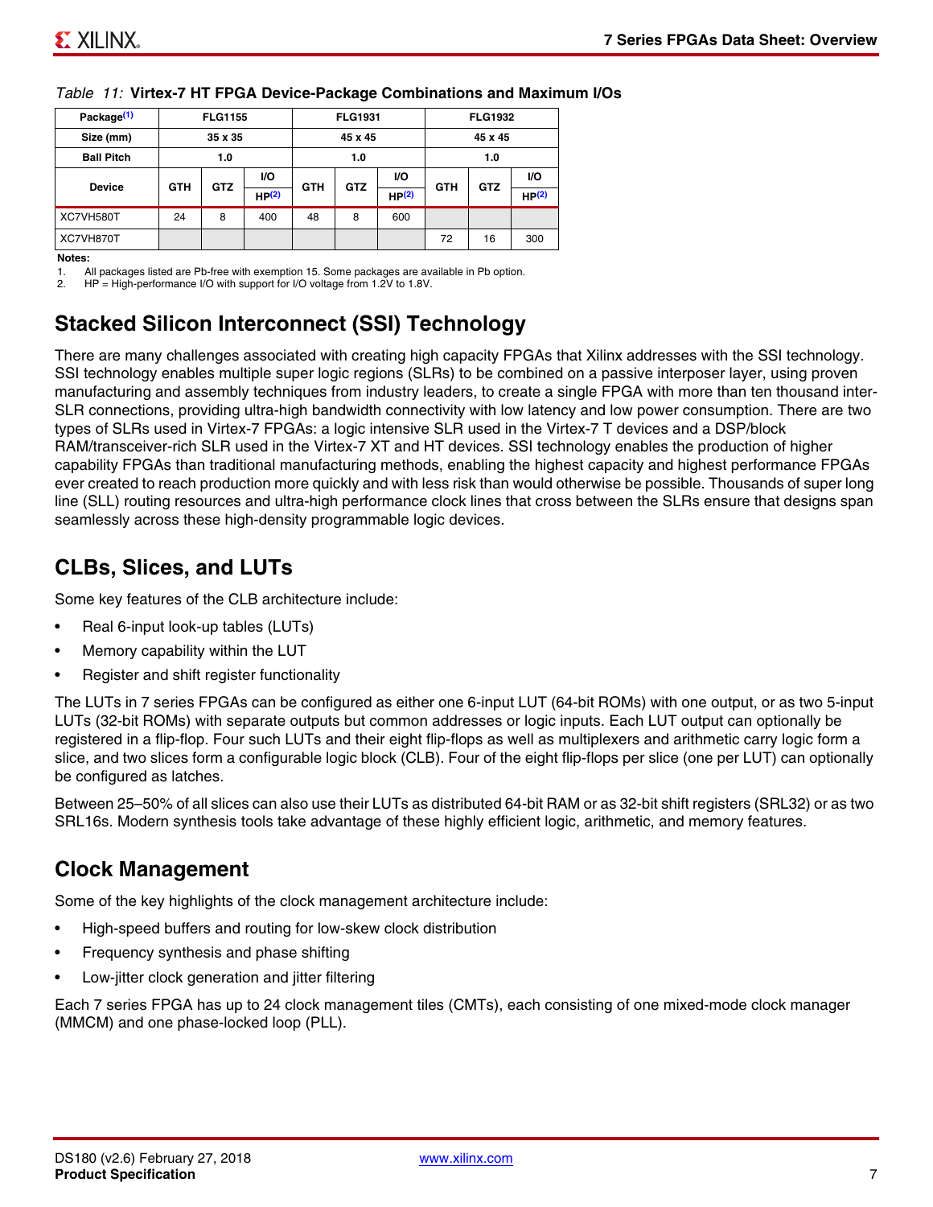*Table 11:* **Virtex-7 HT FPGA Device-Package Combinations and Maximum I/Os**

| Package[(1)] | FLG1155 | | | FLG1931 | | | FLG1932 | | |
|---|---|---|---|---|---|---|---|---|---|
| Size (mm) | 35 x 35 | | | 45 x 45 | | | 45 x 45 | | |
| Ball Pitch | 1.0 | | | 1.0 | | | 1.0 | | |
| Device | GTH | GTZ | I/O HP[(2)] | GTH | GTZ | I/O HP[(2)] | GTH | GTZ | I/O HP[(2)] |
| XC7VH580T | 24 | 8 | 400 | 48 | 8 | 600 | | | |
| XC7VH870T | | | | | | | 72 | 16 | 300 |

**Notes:**

1. All packages listed are Pb-free with exemption 15. Some packages are available in Pb option.
2. HP = High-performance I/O with support for I/O voltage from 1.2V to 1.8V.

## Stacked Silicon Interconnect (SSI) Technology

There are many challenges associated with creating high capacity FPGAs that Xilinx addresses with the SSI technology. SSI technology enables multiple super logic regions (SLRs) to be combined on a passive interposer layer, using proven manufacturing and assembly techniques from industry leaders, to create a single FPGA with more than ten thousand inter-SLR connections, providing ultra-high bandwidth connectivity with low latency and low power consumption. There are two types of SLRs used in Virtex-7 FPGAs: a logic intensive SLR used in the Virtex-7 T devices and a DSP/block RAM/transceiver-rich SLR used in the Virtex-7 XT and HT devices. SSI technology enables the production of higher capability FPGAs than traditional manufacturing methods, enabling the highest capacity and highest performance FPGAs ever created to reach production more quickly and with less risk than would otherwise be possible. Thousands of super long line (SLL) routing resources and ultra-high performance clock lines that cross between the SLRs ensure that designs span seamlessly across these high-density programmable logic devices.

## CLBs, Slices, and LUTs

Some key features of the CLB architecture include:

- Real 6-input look-up tables (LUTs)
- Memory capability within the LUT
- Register and shift register functionality

The LUTs in 7 series FPGAs can be configured as either one 6-input LUT (64-bit ROMs) with one output, or as two 5-input LUTs (32-bit ROMs) with separate outputs but common addresses or logic inputs. Each LUT output can optionally be registered in a flip-flop. Four such LUTs and their eight flip-flops as well as multiplexers and arithmetic carry logic form a slice, and two slices form a configurable logic block (CLB). Four of the eight flip-flops per slice (one per LUT) can optionally be configured as latches.

Between 25–50% of all slices can also use their LUTs as distributed 64-bit RAM or as 32-bit shift registers (SRL32) or as two SRL16s. Modern synthesis tools take advantage of these highly efficient logic, arithmetic, and memory features.

## Clock Management

Some of the key highlights of the clock management architecture include:

- High-speed buffers and routing for low-skew clock distribution
- Frequency synthesis and phase shifting
- Low-jitter clock generation and jitter filtering

Each 7 series FPGA has up to 24 clock management tiles (CMTs), each consisting of one mixed-mode clock manager (MMCM) and one phase-locked loop (PLL).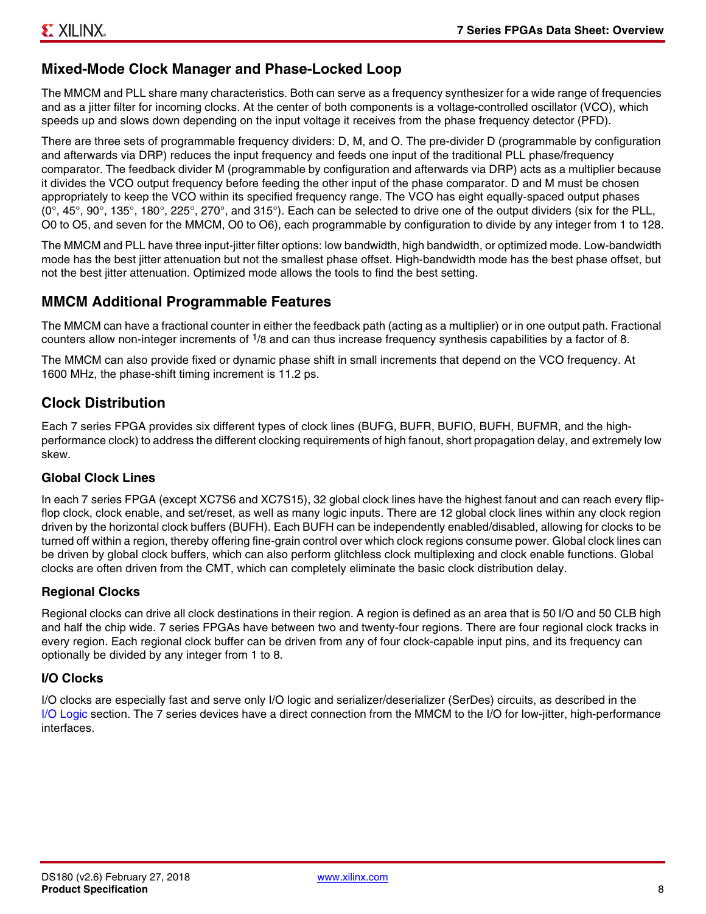## Mixed-Mode Clock Manager and Phase-Locked Loop

The MMCM and PLL share many characteristics. Both can serve as a frequency synthesizer for a wide range of frequencies and as a jitter filter for incoming clocks. At the center of both components is a voltage-controlled oscillator (VCO), which speeds up and slows down depending on the input voltage it receives from the phase frequency detector (PFD).

There are three sets of programmable frequency dividers: D, M, and O. The pre-divider D (programmable by configuration and afterwards via DRP) reduces the input frequency and feeds one input of the traditional PLL phase/frequency comparator. The feedback divider M (programmable by configuration and afterwards via DRP) acts as a multiplier because it divides the VCO output frequency before feeding the other input of the phase comparator. D and M must be chosen appropriately to keep the VCO within its specified frequency range. The VCO has eight equally-spaced output phases (0°, 45°, 90°, 135°, 180°, 225°, 270°, and 315°). Each can be selected to drive one of the output dividers (six for the PLL, O0 to O5, and seven for the MMCM, O0 to O6), each programmable by configuration to divide by any integer from 1 to 128.

The MMCM and PLL have three input-jitter filter options: low bandwidth, high bandwidth, or optimized mode. Low-bandwidth mode has the best jitter attenuation but not the smallest phase offset. High-bandwidth mode has the best phase offset, but not the best jitter attenuation. Optimized mode allows the tools to find the best setting.

## MMCM Additional Programmable Features

The MMCM can have a fractional counter in either the feedback path (acting as a multiplier) or in one output path. Fractional counters allow non-integer increments of $^1/_8$ and can thus increase frequency synthesis capabilities by a factor of 8.

The MMCM can also provide fixed or dynamic phase shift in small increments that depend on the VCO frequency. At 1600 MHz, the phase-shift timing increment is 11.2 ps.

## Clock Distribution

Each 7 series FPGA provides six different types of clock lines (BUFG, BUFR, BUFIO, BUFH, BUFMR, and the high-performance clock) to address the different clocking requirements of high fanout, short propagation delay, and extremely low skew.

### Global Clock Lines

In each 7 series FPGA (except XC7S6 and XC7S15), 32 global clock lines have the highest fanout and can reach every flip-flop clock, clock enable, and set/reset, as well as many logic inputs. There are 12 global clock lines within any clock region driven by the horizontal clock buffers (BUFH). Each BUFH can be independently enabled/disabled, allowing for clocks to be turned off within a region, thereby offering fine-grain control over which clock regions consume power. Global clock lines can be driven by global clock buffers, which can also perform glitchless clock multiplexing and clock enable functions. Global clocks are often driven from the CMT, which can completely eliminate the basic clock distribution delay.

### Regional Clocks

Regional clocks can drive all clock destinations in their region. A region is defined as an area that is 50 I/O and 50 CLB high and half the chip wide. 7 series FPGAs have between two and twenty-four regions. There are four regional clock tracks in every region. Each regional clock buffer can be driven from any of four clock-capable input pins, and its frequency can optionally be divided by any integer from 1 to 8.

### I/O Clocks

I/O clocks are especially fast and serve only I/O logic and serializer/deserializer (SerDes) circuits, as described in the I/O Logic section. The 7 series devices have a direct connection from the MMCM to the I/O for low-jitter, high-performance interfaces.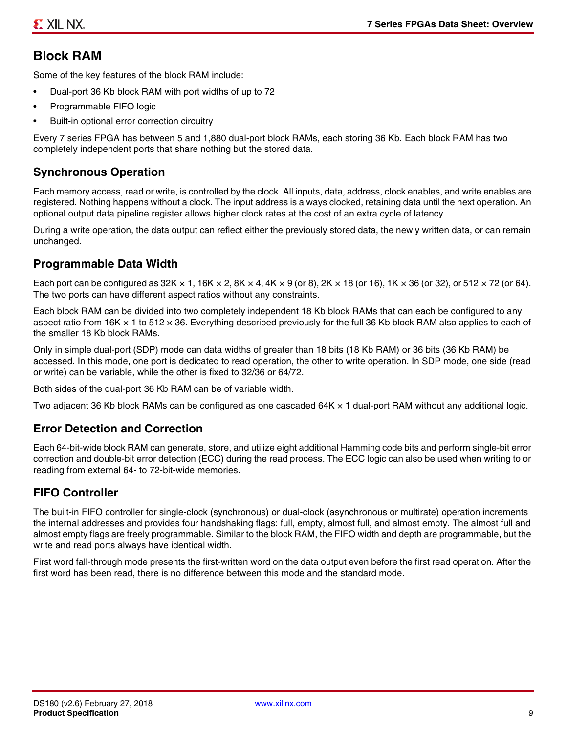## Block RAM

Some of the key features of the block RAM include:

- Dual-port 36 Kb block RAM with port widths of up to 72
- Programmable FIFO logic
- Built-in optional error correction circuitry

Every 7 series FPGA has between 5 and 1,880 dual-port block RAMs, each storing 36 Kb. Each block RAM has two completely independent ports that share nothing but the stored data.

### Synchronous Operation

Each memory access, read or write, is controlled by the clock. All inputs, data, address, clock enables, and write enables are registered. Nothing happens without a clock. The input address is always clocked, retaining data until the next operation. An optional output data pipeline register allows higher clock rates at the cost of an extra cycle of latency.

During a write operation, the data output can reflect either the previously stored data, the newly written data, or can remain unchanged.

### Programmable Data Width

Each port can be configured as 32K × 1, 16K × 2, 8K × 4, 4K × 9 (or 8), 2K × 18 (or 16), 1K × 36 (or 32), or 512 × 72 (or 64). The two ports can have different aspect ratios without any constraints.

Each block RAM can be divided into two completely independent 18 Kb block RAMs that can each be configured to any aspect ratio from 16K × 1 to 512 × 36. Everything described previously for the full 36 Kb block RAM also applies to each of the smaller 18 Kb block RAMs.

Only in simple dual-port (SDP) mode can data widths of greater than 18 bits (18 Kb RAM) or 36 bits (36 Kb RAM) be accessed. In this mode, one port is dedicated to read operation, the other to write operation. In SDP mode, one side (read or write) can be variable, while the other is fixed to 32/36 or 64/72.

Both sides of the dual-port 36 Kb RAM can be of variable width.

Two adjacent 36 Kb block RAMs can be configured as one cascaded 64K × 1 dual-port RAM without any additional logic.

### Error Detection and Correction

Each 64-bit-wide block RAM can generate, store, and utilize eight additional Hamming code bits and perform single-bit error correction and double-bit error detection (ECC) during the read process. The ECC logic can also be used when writing to or reading from external 64- to 72-bit-wide memories.

### FIFO Controller

The built-in FIFO controller for single-clock (synchronous) or dual-clock (asynchronous or multirate) operation increments the internal addresses and provides four handshaking flags: full, empty, almost full, and almost empty. The almost full and almost empty flags are freely programmable. Similar to the block RAM, the FIFO width and depth are programmable, but the write and read ports always have identical width.

First word fall-through mode presents the first-written word on the data output even before the first read operation. After the first word has been read, there is no difference between this mode and the standard mode.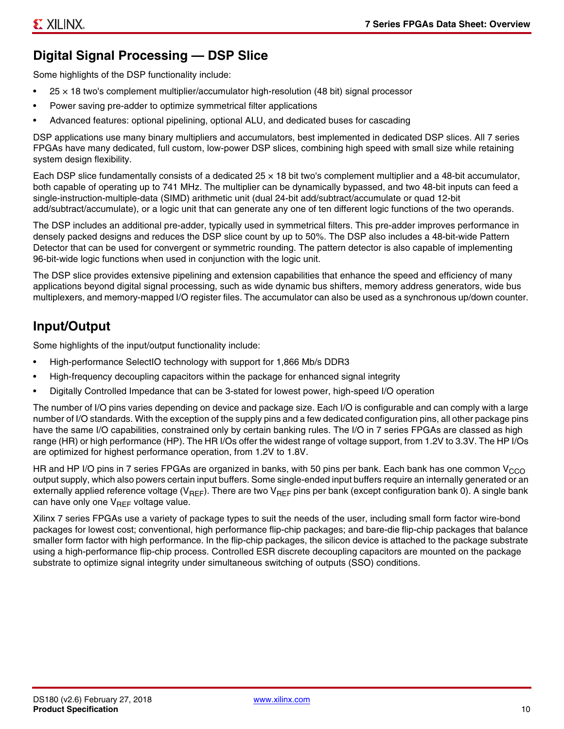## Digital Signal Processing — DSP Slice

Some highlights of the DSP functionality include:

- 25 × 18 two's complement multiplier/accumulator high-resolution (48 bit) signal processor
- Power saving pre-adder to optimize symmetrical filter applications
- Advanced features: optional pipelining, optional ALU, and dedicated buses for cascading

DSP applications use many binary multipliers and accumulators, best implemented in dedicated DSP slices. All 7 series FPGAs have many dedicated, full custom, low-power DSP slices, combining high speed with small size while retaining system design flexibility.

Each DSP slice fundamentally consists of a dedicated 25 × 18 bit two's complement multiplier and a 48-bit accumulator, both capable of operating up to 741 MHz. The multiplier can be dynamically bypassed, and two 48-bit inputs can feed a single-instruction-multiple-data (SIMD) arithmetic unit (dual 24-bit add/subtract/accumulate or quad 12-bit add/subtract/accumulate), or a logic unit that can generate any one of ten different logic functions of the two operands.

The DSP includes an additional pre-adder, typically used in symmetrical filters. This pre-adder improves performance in densely packed designs and reduces the DSP slice count by up to 50%. The DSP also includes a 48-bit-wide Pattern Detector that can be used for convergent or symmetric rounding. The pattern detector is also capable of implementing 96-bit-wide logic functions when used in conjunction with the logic unit.

The DSP slice provides extensive pipelining and extension capabilities that enhance the speed and efficiency of many applications beyond digital signal processing, such as wide dynamic bus shifters, memory address generators, wide bus multiplexers, and memory-mapped I/O register files. The accumulator can also be used as a synchronous up/down counter.

## Input/Output

Some highlights of the input/output functionality include:

- High-performance SelectIO technology with support for 1,866 Mb/s DDR3
- High-frequency decoupling capacitors within the package for enhanced signal integrity
- Digitally Controlled Impedance that can be 3-stated for lowest power, high-speed I/O operation

The number of I/O pins varies depending on device and package size. Each I/O is configurable and can comply with a large number of I/O standards. With the exception of the supply pins and a few dedicated configuration pins, all other package pins have the same I/O capabilities, constrained only by certain banking rules. The I/O in 7 series FPGAs are classed as high range (HR) or high performance (HP). The HR I/Os offer the widest range of voltage support, from 1.2V to 3.3V. The HP I/Os are optimized for highest performance operation, from 1.2V to 1.8V.

HR and HP I/O pins in 7 series FPGAs are organized in banks, with 50 pins per bank. Each bank has one common $V_{CCO}$ output supply, which also powers certain input buffers. Some single-ended input buffers require an internally generated or an externally applied reference voltage ($V_{REF}$). There are two $V_{REF}$ pins per bank (except configuration bank 0). A single bank can have only one $V_{REF}$ voltage value.

Xilinx 7 series FPGAs use a variety of package types to suit the needs of the user, including small form factor wire-bond packages for lowest cost; conventional, high performance flip-chip packages; and bare-die flip-chip packages that balance smaller form factor with high performance. In the flip-chip packages, the silicon device is attached to the package substrate using a high-performance flip-chip process. Controlled ESR discrete decoupling capacitors are mounted on the package substrate to optimize signal integrity under simultaneous switching of outputs (SSO) conditions.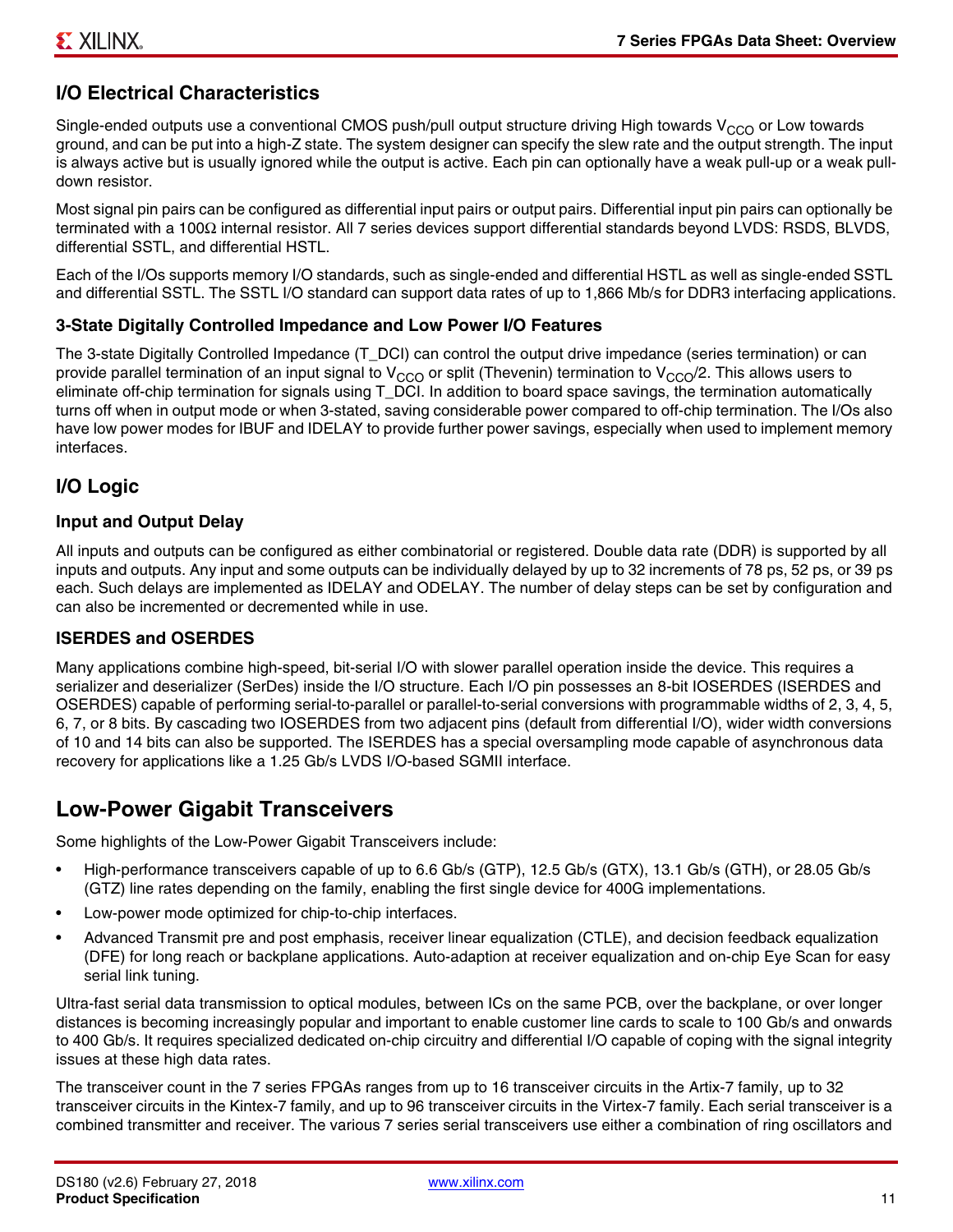## I/O Electrical Characteristics

Single-ended outputs use a conventional CMOS push/pull output structure driving High towards $V_{CCO}$ or Low towards ground, and can be put into a high-Z state. The system designer can specify the slew rate and the output strength. The input is always active but is usually ignored while the output is active. Each pin can optionally have a weak pull-up or a weak pull-down resistor.

Most signal pin pairs can be configured as differential input pairs or output pairs. Differential input pin pairs can optionally be terminated with a 100Ω internal resistor. All 7 series devices support differential standards beyond LVDS: RSDS, BLVDS, differential SSTL, and differential HSTL.

Each of the I/Os supports memory I/O standards, such as single-ended and differential HSTL as well as single-ended SSTL and differential SSTL. The SSTL I/O standard can support data rates of up to 1,866 Mb/s for DDR3 interfacing applications.

### 3-State Digitally Controlled Impedance and Low Power I/O Features

The 3-state Digitally Controlled Impedance (T_DCI) can control the output drive impedance (series termination) or can provide parallel termination of an input signal to $V_{CCO}$ or split (Thevenin) termination to $V_{CCO}/2$. This allows users to eliminate off-chip termination for signals using T_DCI. In addition to board space savings, the termination automatically turns off when in output mode or when 3-stated, saving considerable power compared to off-chip termination. The I/Os also have low power modes for IBUF and IDELAY to provide further power savings, especially when used to implement memory interfaces.

## I/O Logic

### Input and Output Delay

All inputs and outputs can be configured as either combinatorial or registered. Double data rate (DDR) is supported by all inputs and outputs. Any input and some outputs can be individually delayed by up to 32 increments of 78 ps, 52 ps, or 39 ps each. Such delays are implemented as IDELAY and ODELAY. The number of delay steps can be set by configuration and can also be incremented or decremented while in use.

### ISERDES and OSERDES

Many applications combine high-speed, bit-serial I/O with slower parallel operation inside the device. This requires a serializer and deserializer (SerDes) inside the I/O structure. Each I/O pin possesses an 8-bit IOSERDES (ISERDES and OSERDES) capable of performing serial-to-parallel or parallel-to-serial conversions with programmable widths of 2, 3, 4, 5, 6, 7, or 8 bits. By cascading two IOSERDES from two adjacent pins (default from differential I/O), wider width conversions of 10 and 14 bits can also be supported. The ISERDES has a special oversampling mode capable of asynchronous data recovery for applications like a 1.25 Gb/s LVDS I/O-based SGMII interface.

# Low-Power Gigabit Transceivers

Some highlights of the Low-Power Gigabit Transceivers include:

- High-performance transceivers capable of up to 6.6 Gb/s (GTP), 12.5 Gb/s (GTX), 13.1 Gb/s (GTH), or 28.05 Gb/s (GTZ) line rates depending on the family, enabling the first single device for 400G implementations.
- Low-power mode optimized for chip-to-chip interfaces.
- Advanced Transmit pre and post emphasis, receiver linear equalization (CTLE), and decision feedback equalization (DFE) for long reach or backplane applications. Auto-adaption at receiver equalization and on-chip Eye Scan for easy serial link tuning.

Ultra-fast serial data transmission to optical modules, between ICs on the same PCB, over the backplane, or over longer distances is becoming increasingly popular and important to enable customer line cards to scale to 100 Gb/s and onwards to 400 Gb/s. It requires specialized dedicated on-chip circuitry and differential I/O capable of coping with the signal integrity issues at these high data rates.

The transceiver count in the 7 series FPGAs ranges from up to 16 transceiver circuits in the Artix-7 family, up to 32 transceiver circuits in the Kintex-7 family, and up to 96 transceiver circuits in the Virtex-7 family. Each serial transceiver is a combined transmitter and receiver. The various 7 series serial transceivers use either a combination of ring oscillators and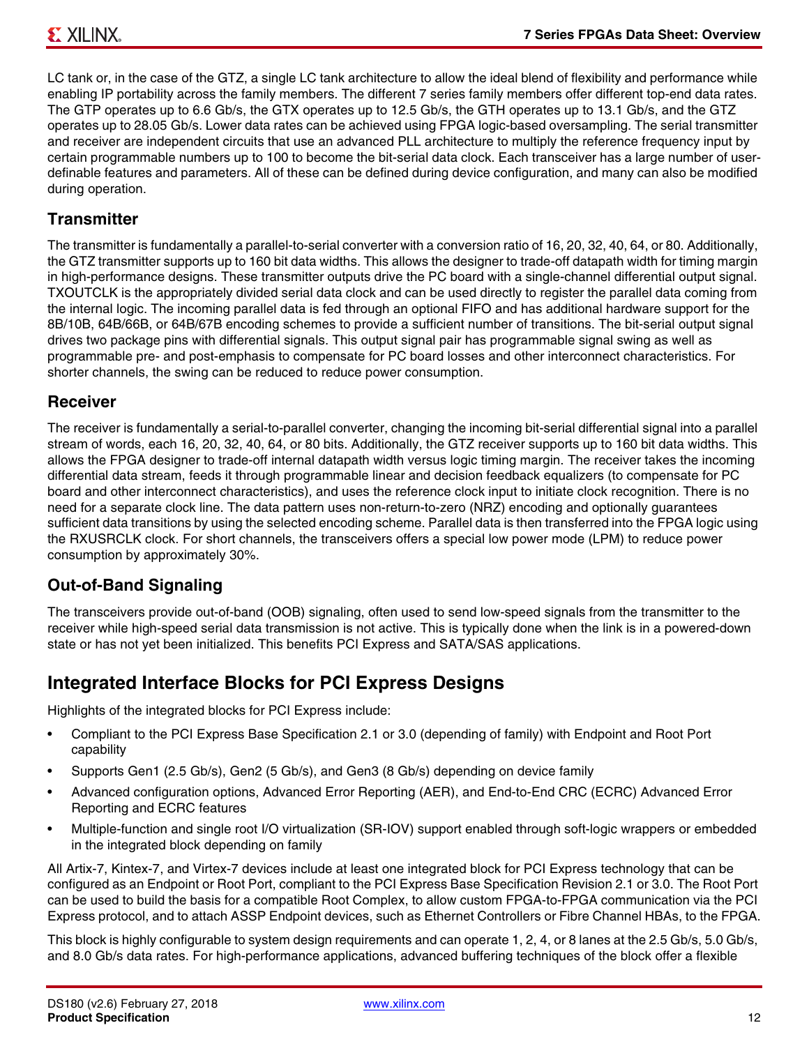LC tank or, in the case of the GTZ, a single LC tank architecture to allow the ideal blend of flexibility and performance while enabling IP portability across the family members. The different 7 series family members offer different top-end data rates. The GTP operates up to 6.6 Gb/s, the GTX operates up to 12.5 Gb/s, the GTH operates up to 13.1 Gb/s, and the GTZ operates up to 28.05 Gb/s. Lower data rates can be achieved using FPGA logic-based oversampling. The serial transmitter and receiver are independent circuits that use an advanced PLL architecture to multiply the reference frequency input by certain programmable numbers up to 100 to become the bit-serial data clock. Each transceiver has a large number of user-definable features and parameters. All of these can be defined during device configuration, and many can also be modified during operation.

### Transmitter

The transmitter is fundamentally a parallel-to-serial converter with a conversion ratio of 16, 20, 32, 40, 64, or 80. Additionally, the GTZ transmitter supports up to 160 bit data widths. This allows the designer to trade-off datapath width for timing margin in high-performance designs. These transmitter outputs drive the PC board with a single-channel differential output signal. TXOUTCLK is the appropriately divided serial data clock and can be used directly to register the parallel data coming from the internal logic. The incoming parallel data is fed through an optional FIFO and has additional hardware support for the 8B/10B, 64B/66B, or 64B/67B encoding schemes to provide a sufficient number of transitions. The bit-serial output signal drives two package pins with differential signals. This output signal pair has programmable signal swing as well as programmable pre- and post-emphasis to compensate for PC board losses and other interconnect characteristics. For shorter channels, the swing can be reduced to reduce power consumption.

### Receiver

The receiver is fundamentally a serial-to-parallel converter, changing the incoming bit-serial differential signal into a parallel stream of words, each 16, 20, 32, 40, 64, or 80 bits. Additionally, the GTZ receiver supports up to 160 bit data widths. This allows the FPGA designer to trade-off internal datapath width versus logic timing margin. The receiver takes the incoming differential data stream, feeds it through programmable linear and decision feedback equalizers (to compensate for PC board and other interconnect characteristics), and uses the reference clock input to initiate clock recognition. There is no need for a separate clock line. The data pattern uses non-return-to-zero (NRZ) encoding and optionally guarantees sufficient data transitions by using the selected encoding scheme. Parallel data is then transferred into the FPGA logic using the RXUSRCLK clock. For short channels, the transceivers offers a special low power mode (LPM) to reduce power consumption by approximately 30%.

### Out-of-Band Signaling

The transceivers provide out-of-band (OOB) signaling, often used to send low-speed signals from the transmitter to the receiver while high-speed serial data transmission is not active. This is typically done when the link is in a powered-down state or has not yet been initialized. This benefits PCI Express and SATA/SAS applications.

## Integrated Interface Blocks for PCI Express Designs

Highlights of the integrated blocks for PCI Express include:

- Compliant to the PCI Express Base Specification 2.1 or 3.0 (depending of family) with Endpoint and Root Port capability
- Supports Gen1 (2.5 Gb/s), Gen2 (5 Gb/s), and Gen3 (8 Gb/s) depending on device family
- Advanced configuration options, Advanced Error Reporting (AER), and End-to-End CRC (ECRC) Advanced Error Reporting and ECRC features
- Multiple-function and single root I/O virtualization (SR-IOV) support enabled through soft-logic wrappers or embedded in the integrated block depending on family

All Artix-7, Kintex-7, and Virtex-7 devices include at least one integrated block for PCI Express technology that can be configured as an Endpoint or Root Port, compliant to the PCI Express Base Specification Revision 2.1 or 3.0. The Root Port can be used to build the basis for a compatible Root Complex, to allow custom FPGA-to-FPGA communication via the PCI Express protocol, and to attach ASSP Endpoint devices, such as Ethernet Controllers or Fibre Channel HBAs, to the FPGA.

This block is highly configurable to system design requirements and can operate 1, 2, 4, or 8 lanes at the 2.5 Gb/s, 5.0 Gb/s, and 8.0 Gb/s data rates. For high-performance applications, advanced buffering techniques of the block offer a flexible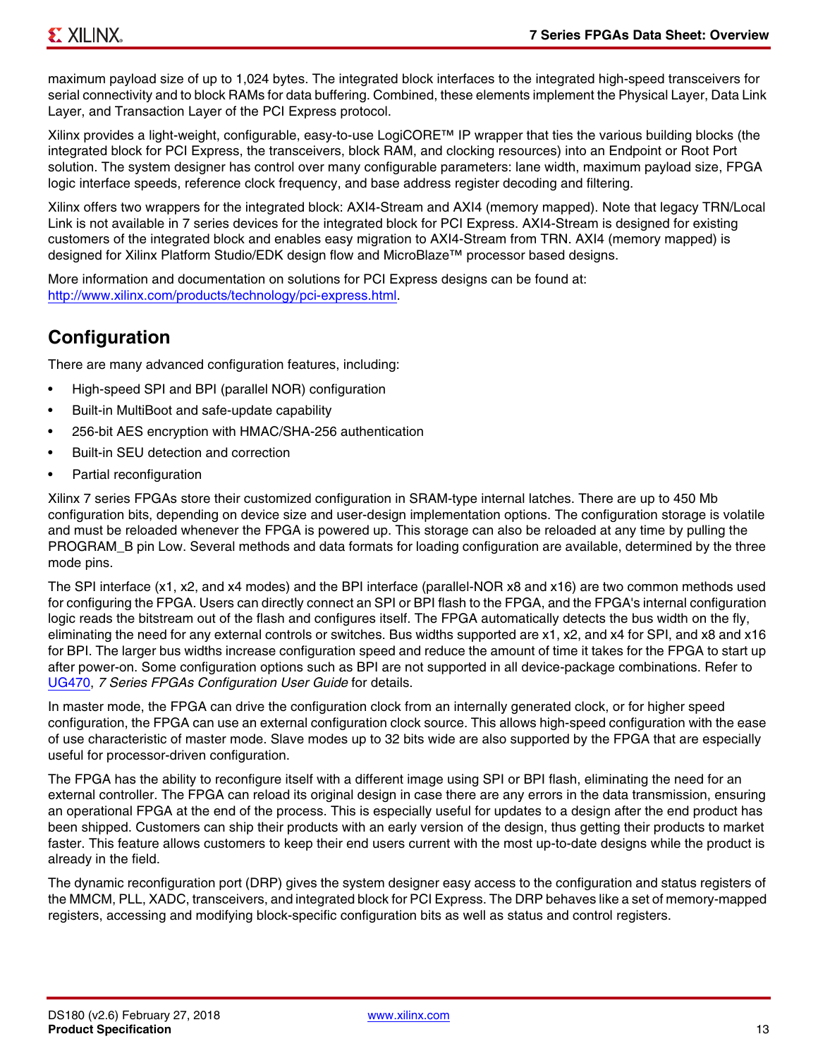maximum payload size of up to 1,024 bytes. The integrated block interfaces to the integrated high-speed transceivers for serial connectivity and to block RAMs for data buffering. Combined, these elements implement the Physical Layer, Data Link Layer, and Transaction Layer of the PCI Express protocol.

Xilinx provides a light-weight, configurable, easy-to-use LogiCORE™ IP wrapper that ties the various building blocks (the integrated block for PCI Express, the transceivers, block RAM, and clocking resources) into an Endpoint or Root Port solution. The system designer has control over many configurable parameters: lane width, maximum payload size, FPGA logic interface speeds, reference clock frequency, and base address register decoding and filtering.

Xilinx offers two wrappers for the integrated block: AXI4-Stream and AXI4 (memory mapped). Note that legacy TRN/Local Link is not available in 7 series devices for the integrated block for PCI Express. AXI4-Stream is designed for existing customers of the integrated block and enables easy migration to AXI4-Stream from TRN. AXI4 (memory mapped) is designed for Xilinx Platform Studio/EDK design flow and MicroBlaze™ processor based designs.

More information and documentation on solutions for PCI Express designs can be found at: http://www.xilinx.com/products/technology/pci-express.html.

## Configuration

There are many advanced configuration features, including:

- High-speed SPI and BPI (parallel NOR) configuration
- Built-in MultiBoot and safe-update capability
- 256-bit AES encryption with HMAC/SHA-256 authentication
- Built-in SEU detection and correction
- Partial reconfiguration

Xilinx 7 series FPGAs store their customized configuration in SRAM-type internal latches. There are up to 450 Mb configuration bits, depending on device size and user-design implementation options. The configuration storage is volatile and must be reloaded whenever the FPGA is powered up. This storage can also be reloaded at any time by pulling the PROGRAM_B pin Low. Several methods and data formats for loading configuration are available, determined by the three mode pins.

The SPI interface (x1, x2, and x4 modes) and the BPI interface (parallel-NOR x8 and x16) are two common methods used for configuring the FPGA. Users can directly connect an SPI or BPI flash to the FPGA, and the FPGA's internal configuration logic reads the bitstream out of the flash and configures itself. The FPGA automatically detects the bus width on the fly, eliminating the need for any external controls or switches. Bus widths supported are x1, x2, and x4 for SPI, and x8 and x16 for BPI. The larger bus widths increase configuration speed and reduce the amount of time it takes for the FPGA to start up after power-on. Some configuration options such as BPI are not supported in all device-package combinations. Refer to UG470, *7 Series FPGAs Configuration User Guide* for details.

In master mode, the FPGA can drive the configuration clock from an internally generated clock, or for higher speed configuration, the FPGA can use an external configuration clock source. This allows high-speed configuration with the ease of use characteristic of master mode. Slave modes up to 32 bits wide are also supported by the FPGA that are especially useful for processor-driven configuration.

The FPGA has the ability to reconfigure itself with a different image using SPI or BPI flash, eliminating the need for an external controller. The FPGA can reload its original design in case there are any errors in the data transmission, ensuring an operational FPGA at the end of the process. This is especially useful for updates to a design after the end product has been shipped. Customers can ship their products with an early version of the design, thus getting their products to market faster. This feature allows customers to keep their end users current with the most up-to-date designs while the product is already in the field.

The dynamic reconfiguration port (DRP) gives the system designer easy access to the configuration and status registers of the MMCM, PLL, XADC, transceivers, and integrated block for PCI Express. The DRP behaves like a set of memory-mapped registers, accessing and modifying block-specific configuration bits as well as status and control registers.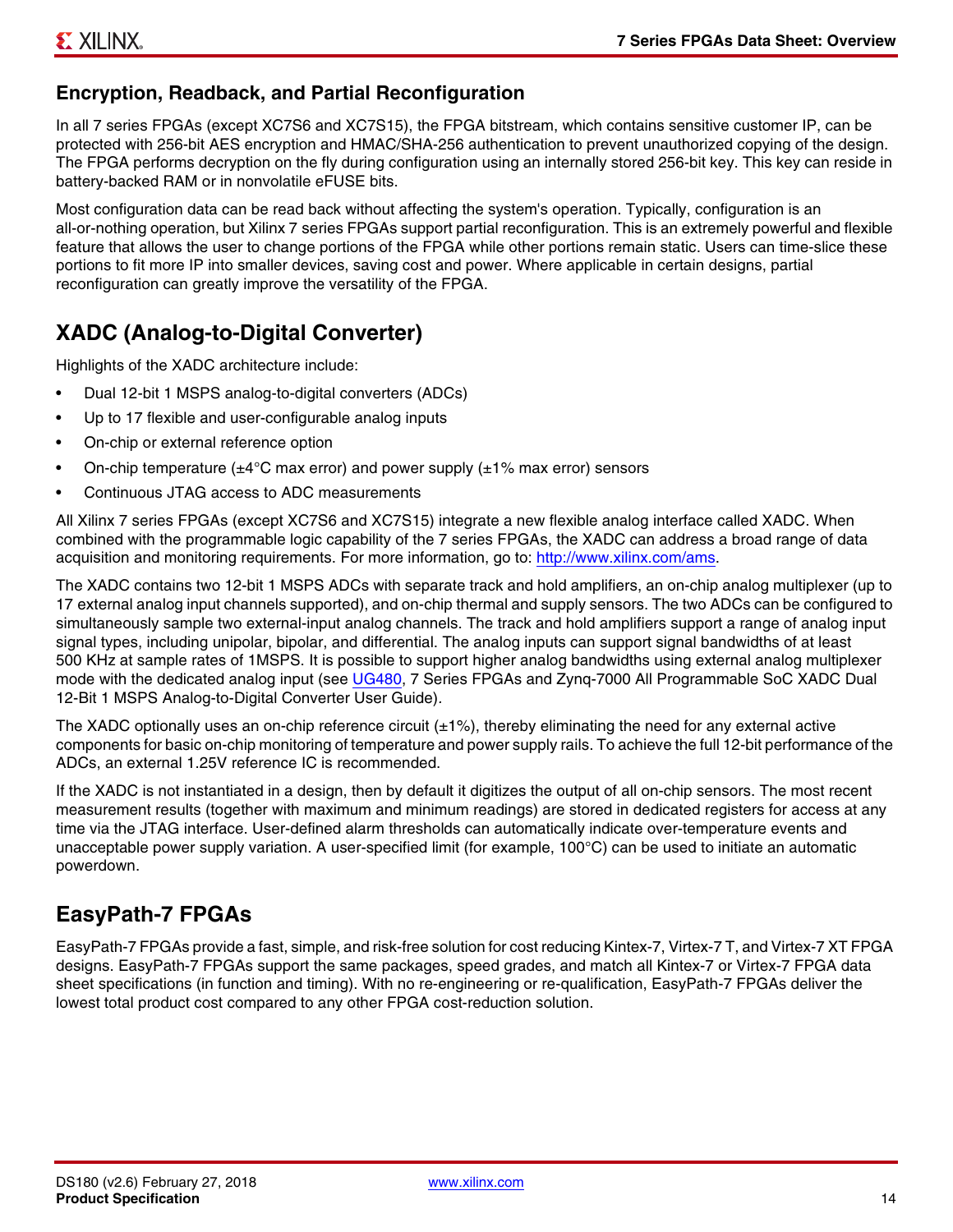## Encryption, Readback, and Partial Reconfiguration

In all 7 series FPGAs (except XC7S6 and XC7S15), the FPGA bitstream, which contains sensitive customer IP, can be protected with 256-bit AES encryption and HMAC/SHA-256 authentication to prevent unauthorized copying of the design. The FPGA performs decryption on the fly during configuration using an internally stored 256-bit key. This key can reside in battery-backed RAM or in nonvolatile eFUSE bits.

Most configuration data can be read back without affecting the system's operation. Typically, configuration is an all-or-nothing operation, but Xilinx 7 series FPGAs support partial reconfiguration. This is an extremely powerful and flexible feature that allows the user to change portions of the FPGA while other portions remain static. Users can time-slice these portions to fit more IP into smaller devices, saving cost and power. Where applicable in certain designs, partial reconfiguration can greatly improve the versatility of the FPGA.

# XADC (Analog-to-Digital Converter)

Highlights of the XADC architecture include:

- Dual 12-bit 1 MSPS analog-to-digital converters (ADCs)
- Up to 17 flexible and user-configurable analog inputs
- On-chip or external reference option
- On-chip temperature (±4°C max error) and power supply (±1% max error) sensors
- Continuous JTAG access to ADC measurements

All Xilinx 7 series FPGAs (except XC7S6 and XC7S15) integrate a new flexible analog interface called XADC. When combined with the programmable logic capability of the 7 series FPGAs, the XADC can address a broad range of data acquisition and monitoring requirements. For more information, go to: http://www.xilinx.com/ams.

The XADC contains two 12-bit 1 MSPS ADCs with separate track and hold amplifiers, an on-chip analog multiplexer (up to 17 external analog input channels supported), and on-chip thermal and supply sensors. The two ADCs can be configured to simultaneously sample two external-input analog channels. The track and hold amplifiers support a range of analog input signal types, including unipolar, bipolar, and differential. The analog inputs can support signal bandwidths of at least 500 KHz at sample rates of 1MSPS. It is possible to support higher analog bandwidths using external analog multiplexer mode with the dedicated analog input (see UG480, 7 Series FPGAs and Zynq-7000 All Programmable SoC XADC Dual 12-Bit 1 MSPS Analog-to-Digital Converter User Guide).

The XADC optionally uses an on-chip reference circuit (±1%), thereby eliminating the need for any external active components for basic on-chip monitoring of temperature and power supply rails. To achieve the full 12-bit performance of the ADCs, an external 1.25V reference IC is recommended.

If the XADC is not instantiated in a design, then by default it digitizes the output of all on-chip sensors. The most recent measurement results (together with maximum and minimum readings) are stored in dedicated registers for access at any time via the JTAG interface. User-defined alarm thresholds can automatically indicate over-temperature events and unacceptable power supply variation. A user-specified limit (for example, 100°C) can be used to initiate an automatic powerdown.

# EasyPath-7 FPGAs

EasyPath-7 FPGAs provide a fast, simple, and risk-free solution for cost reducing Kintex-7, Virtex-7 T, and Virtex-7 XT FPGA designs. EasyPath-7 FPGAs support the same packages, speed grades, and match all Kintex-7 or Virtex-7 FPGA data sheet specifications (in function and timing). With no re-engineering or re-qualification, EasyPath-7 FPGAs deliver the lowest total product cost compared to any other FPGA cost-reduction solution.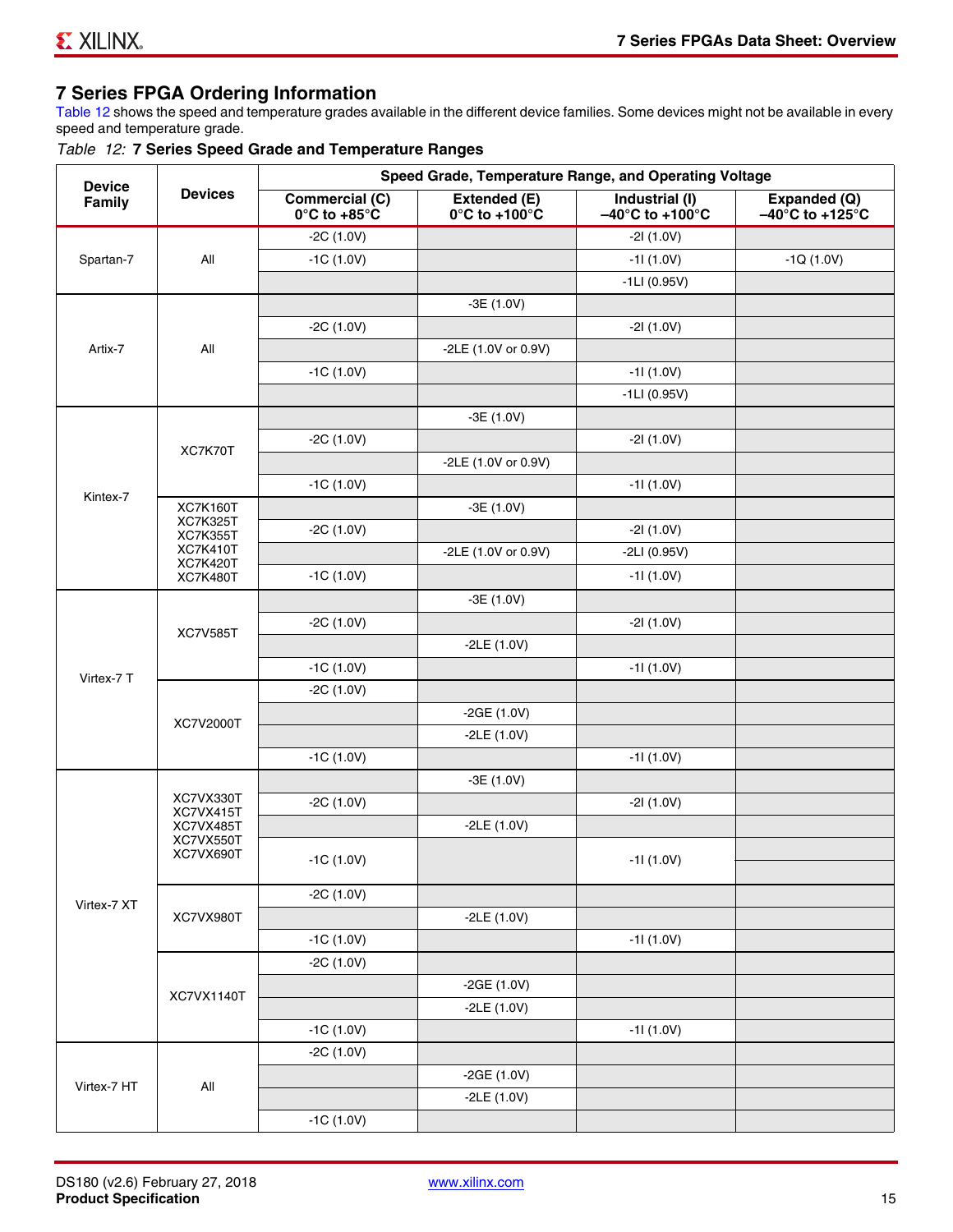## 7 Series FPGA Ordering Information

Table 12 shows the speed and temperature grades available in the different device families. Some devices might not be available in every speed and temperature grade.

*Table 12:* **7 Series Speed Grade and Temperature Ranges**

| Device Family | Devices | Speed Grade, Temperature Range, and Operating Voltage | | | |
|---|---|---|---|---|---|
| | | Commercial (C) 0°C to +85°C | Extended (E) 0°C to +100°C | Industrial (I) –40°C to +100°C | Expanded (Q) –40°C to +125°C |
| Spartan-7 | All | -2C (1.0V) | | -2I (1.0V) | |
| | | -1C (1.0V) | | -1I (1.0V) | -1Q (1.0V) |
| | | | | -1LI (0.95V) | |
| Artix-7 | All | | -3E (1.0V) | | |
| | | -2C (1.0V) | | -2I (1.0V) | |
| | | | -2LE (1.0V or 0.9V) | | |
| | | -1C (1.0V) | | -1I (1.0V) | |
| | | | | -1LI (0.95V) | |
| Kintex-7 | XC7K70T | | -3E (1.0V) | | |
| | | -2C (1.0V) | | -2I (1.0V) | |
| | | | -2LE (1.0V or 0.9V) | | |
| | | -1C (1.0V) | | -1I (1.0V) | |
| | XC7K160T XC7K325T XC7K355T XC7K410T XC7K420T XC7K480T | | -3E (1.0V) | | |
| | | -2C (1.0V) | | -2I (1.0V) | |
| | | | -2LE (1.0V or 0.9V) | -2LI (0.95V) | |
| | | -1C (1.0V) | | -1I (1.0V) | |
| Virtex-7 T | XC7V585T | | -3E (1.0V) | | |
| | | -2C (1.0V) | | -2I (1.0V) | |
| | | | -2LE (1.0V) | | |
| | | -1C (1.0V) | | -1I (1.0V) | |
| | XC7V2000T | -2C (1.0V) | | | |
| | | | -2GE (1.0V) | | |
| | | | -2LE (1.0V) | | |
| | | -1C (1.0V) | | -1I (1.0V) | |
| Virtex-7 XT | XC7VX330T XC7VX415T XC7VX485T XC7VX550T XC7VX690T | | -3E (1.0V) | | |
| | | -2C (1.0V) | | -2I (1.0V) | |
| | | | -2LE (1.0V) | | |
| | | -1C (1.0V) | | -1I (1.0V) | |
| | XC7VX980T | -2C (1.0V) | | | |
| | | | -2LE (1.0V) | | |
| | | -1C (1.0V) | | -1I (1.0V) | |
| | XC7VX1140T | -2C (1.0V) | | | |
| | | | -2GE (1.0V) | | |
| | | | -2LE (1.0V) | | |
| | | -1C (1.0V) | | -1I (1.0V) | |
| Virtex-7 HT | All | -2C (1.0V) | | | |
| | | | -2GE (1.0V) | | |
| | | | -2LE (1.0V) | | |
| | | -1C (1.0V) | | | |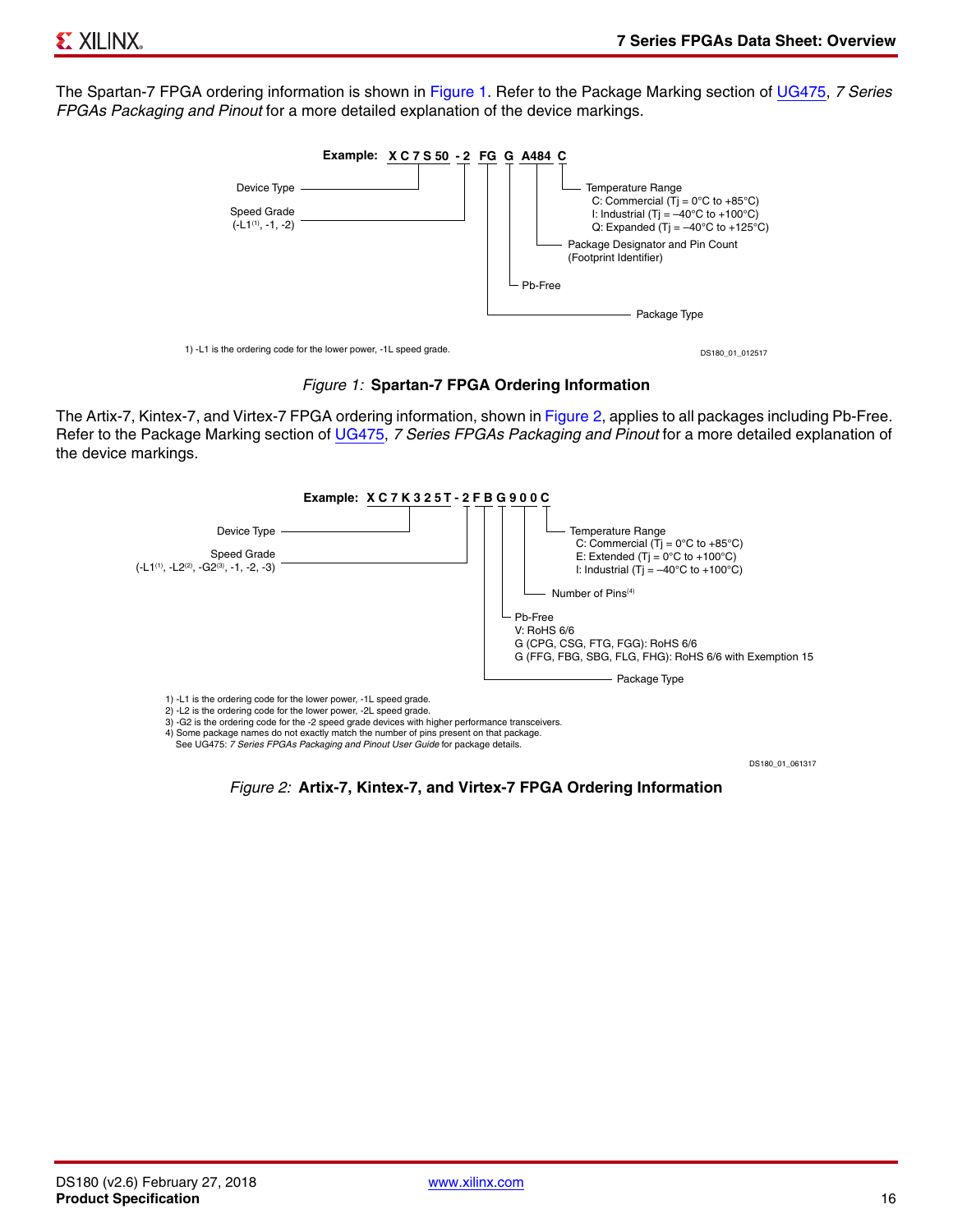The Spartan-7 FPGA ordering information is shown in Figure 1. Refer to the Package Marking section of UG475, *7 Series FPGAs Packaging and Pinout* for a more detailed explanation of the device markings.

**Example: XC7S50 -2 FG G A484 C**

- Device Type
- Speed Grade (-L1[1], -1, -2)
- Package Type
- Pb-Free
- Package Designator and Pin Count (Footprint Identifier)
- Temperature Range
  - C: Commercial (Tj = 0°C to +85°C)
  - I: Industrial (Tj = –40°C to +100°C)
  - Q: Expanded (Tj = –40°C to +125°C)

1) -L1 is the ordering code for the lower power, -1L speed grade.

DS180_01_012517

*Figure 1:* **Spartan-7 FPGA Ordering Information**

The Artix-7, Kintex-7, and Virtex-7 FPGA ordering information, shown in Figure 2, applies to all packages including Pb-Free. Refer to the Package Marking section of UG475, *7 Series FPGAs Packaging and Pinout* for a more detailed explanation of the device markings.

**Example: XC7K325T-2FBG900C**

- Device Type
- Speed Grade (-L1[1], -L2[2], -G2[3], -1, -2, -3)
- Package Type
- Pb-Free
  - V: RoHS 6/6
  - G (CPG, CSG, FTG, FGG): RoHS 6/6
  - G (FFG, FBG, SBG, FLG, FHG): RoHS 6/6 with Exemption 15
- Number of Pins[4]
- Temperature Range
  - C: Commercial (Tj = 0°C to +85°C)
  - E: Extended (Tj = 0°C to +100°C)
  - I: Industrial (Tj = –40°C to +100°C)

1) -L1 is the ordering code for the lower power, -1L speed grade.
2) -L2 is the ordering code for the lower power, -2L speed grade.
3) -G2 is the ordering code for the -2 speed grade devices with higher performance transceivers.
4) Some package names do not exactly match the number of pins present on that package. See UG475: *7 Series FPGAs Packaging and Pinout User Guide* for package details.

DS180_01_061317

*Figure 2:* **Artix-7, Kintex-7, and Virtex-7 FPGA Ordering Information**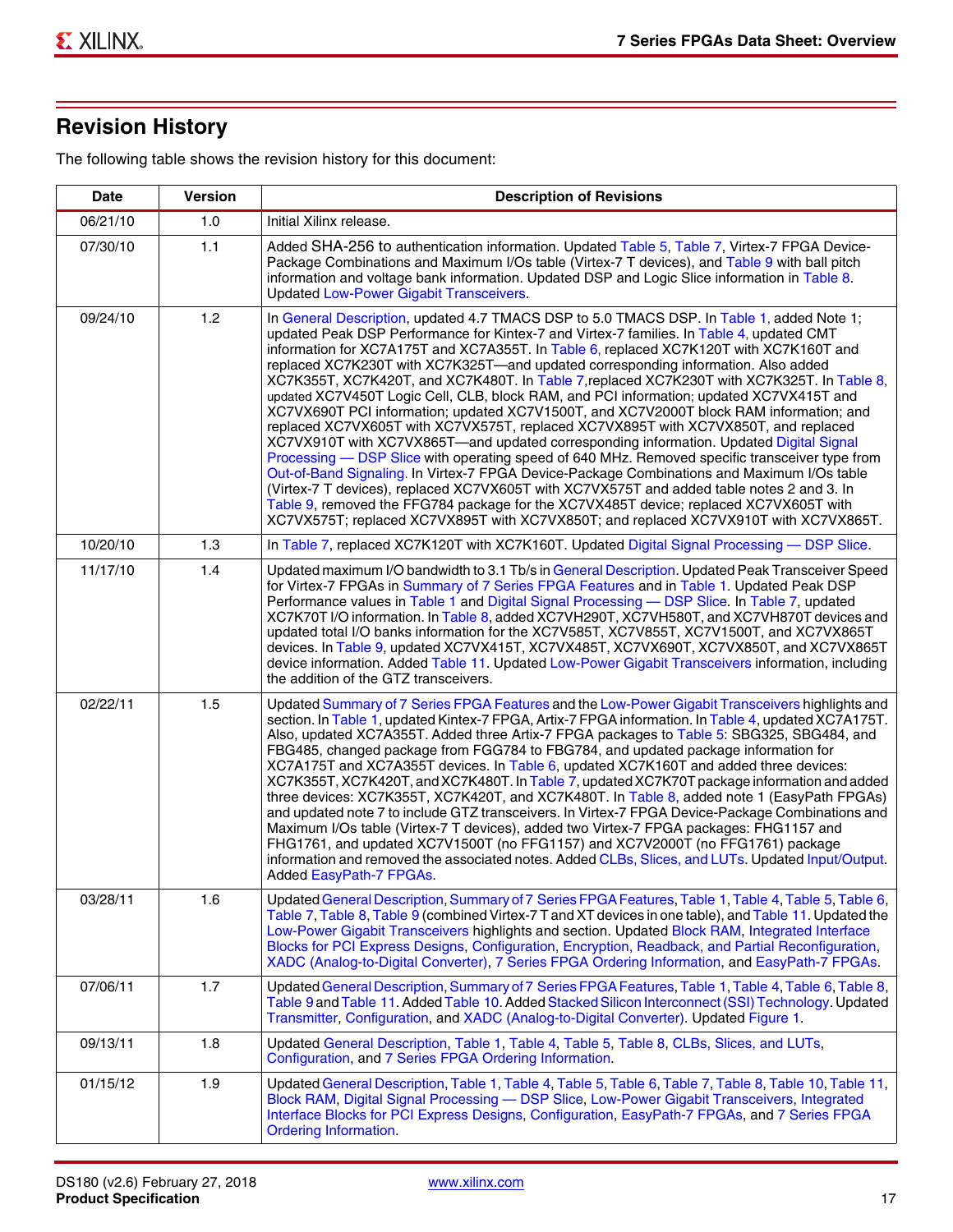## Revision History

The following table shows the revision history for this document:

| Date | Version | Description of Revisions |
|---|---|---|
| 06/21/10 | 1.0 | Initial Xilinx release. |
| 07/30/10 | 1.1 | Added SHA-256 to authentication information. Updated Table 5, Table 7, Virtex-7 FPGA Device-Package Combinations and Maximum I/Os table (Virtex-7 T devices), and Table 9 with ball pitch information and voltage bank information. Updated DSP and Logic Slice information in Table 8. Updated Low-Power Gigabit Transceivers. |
| 09/24/10 | 1.2 | In General Description, updated 4.7 TMACS DSP to 5.0 TMACS DSP. In Table 1, added Note 1; updated Peak DSP Performance for Kintex-7 and Virtex-7 families. In Table 4, updated CMT information for XC7A175T and XC7A355T. In Table 6, replaced XC7K120T with XC7K160T and replaced XC7K230T with XC7K325T—and updated corresponding information. Also added XC7K355T, XC7K420T, and XC7K480T. In Table 7,replaced XC7K230T with XC7K325T. In Table 8, updated XC7V450T Logic Cell, CLB, block RAM, and PCI information; updated XC7VX415T and XC7VX690T PCI information; updated XC7V1500T, and XC7V2000T block RAM information; and replaced XC7VX605T with XC7VX575T, replaced XC7VX895T with XC7VX850T, and replaced XC7VX910T with XC7VX865T—and updated corresponding information. Updated Digital Signal Processing — DSP Slice with operating speed of 640 MHz. Removed specific transceiver type from Out-of-Band Signaling. In Virtex-7 FPGA Device-Package Combinations and Maximum I/Os table (Virtex-7 T devices), replaced XC7VX605T with XC7VX575T and added table notes 2 and 3. In Table 9, removed the FFG784 package for the XC7VX485T device; replaced XC7VX605T with XC7VX575T; replaced XC7VX895T with XC7VX850T; and replaced XC7VX910T with XC7VX865T. |
| 10/20/10 | 1.3 | In Table 7, replaced XC7K120T with XC7K160T. Updated Digital Signal Processing — DSP Slice. |
| 11/17/10 | 1.4 | Updated maximum I/O bandwidth to 3.1 Tb/s in General Description. Updated Peak Transceiver Speed for Virtex-7 FPGAs in Summary of 7 Series FPGA Features and in Table 1. Updated Peak DSP Performance values in Table 1 and Digital Signal Processing — DSP Slice. In Table 7, updated XC7K70T I/O information. In Table 8, added XC7VH290T, XC7VH580T, and XC7VH870T devices and updated total I/O banks information for the XC7V585T, XC7V855T, XC7V1500T, and XC7VX865T devices. In Table 9, updated XC7VX415T, XC7VX485T, XC7VX690T, XC7VX850T, and XC7VX865T device information. Added Table 11. Updated Low-Power Gigabit Transceivers information, including the addition of the GTZ transceivers. |
| 02/22/11 | 1.5 | Updated Summary of 7 Series FPGA Features and the Low-Power Gigabit Transceivers highlights and section. In Table 1, updated Kintex-7 FPGA, Artix-7 FPGA information. In Table 4, updated XC7A175T. Also, updated XC7A355T. Added three Artix-7 FPGA packages to Table 5: SBG325, SBG484, and FBG485, changed package from FGG784 to FBG784, and updated package information for XC7A175T and XC7A355T devices. In Table 6, updated XC7K160T and added three devices: XC7K355T, XC7K420T, and XC7K480T. In Table 7, updated XC7K70T package information and added three devices: XC7K355T, XC7K420T, and XC7K480T. In Table 8, added note 1 (EasyPath FPGAs) and updated note 7 to include GTZ transceivers. In Virtex-7 FPGA Device-Package Combinations and Maximum I/Os table (Virtex-7 T devices), added two Virtex-7 FPGA packages: FHG1157 and FHG1761, and updated XC7V1500T (no FFG1157) and XC7V2000T (no FFG1761) package information and removed the associated notes. Added CLBs, Slices, and LUTs. Updated Input/Output. Added EasyPath-7 FPGAs. |
| 03/28/11 | 1.6 | Updated General Description, Summary of 7 Series FPGA Features, Table 1, Table 4, Table 5, Table 6, Table 7, Table 8, Table 9 (combined Virtex-7 T and XT devices in one table), and Table 11. Updated the Low-Power Gigabit Transceivers highlights and section. Updated Block RAM, Integrated Interface Blocks for PCI Express Designs, Configuration, Encryption, Readback, and Partial Reconfiguration, XADC (Analog-to-Digital Converter), 7 Series FPGA Ordering Information, and EasyPath-7 FPGAs. |
| 07/06/11 | 1.7 | Updated General Description, Summary of 7 Series FPGA Features, Table 1, Table 4, Table 6, Table 8, Table 9 and Table 11. Added Table 10. Added Stacked Silicon Interconnect (SSI) Technology. Updated Transmitter, Configuration, and XADC (Analog-to-Digital Converter). Updated Figure 1. |
| 09/13/11 | 1.8 | Updated General Description, Table 1, Table 4, Table 5, Table 8, CLBs, Slices, and LUTs, Configuration, and 7 Series FPGA Ordering Information. |
| 01/15/12 | 1.9 | Updated General Description, Table 1, Table 4, Table 5, Table 6, Table 7, Table 8, Table 10, Table 11, Block RAM, Digital Signal Processing — DSP Slice, Low-Power Gigabit Transceivers, Integrated Interface Blocks for PCI Express Designs, Configuration, EasyPath-7 FPGAs, and 7 Series FPGA Ordering Information. |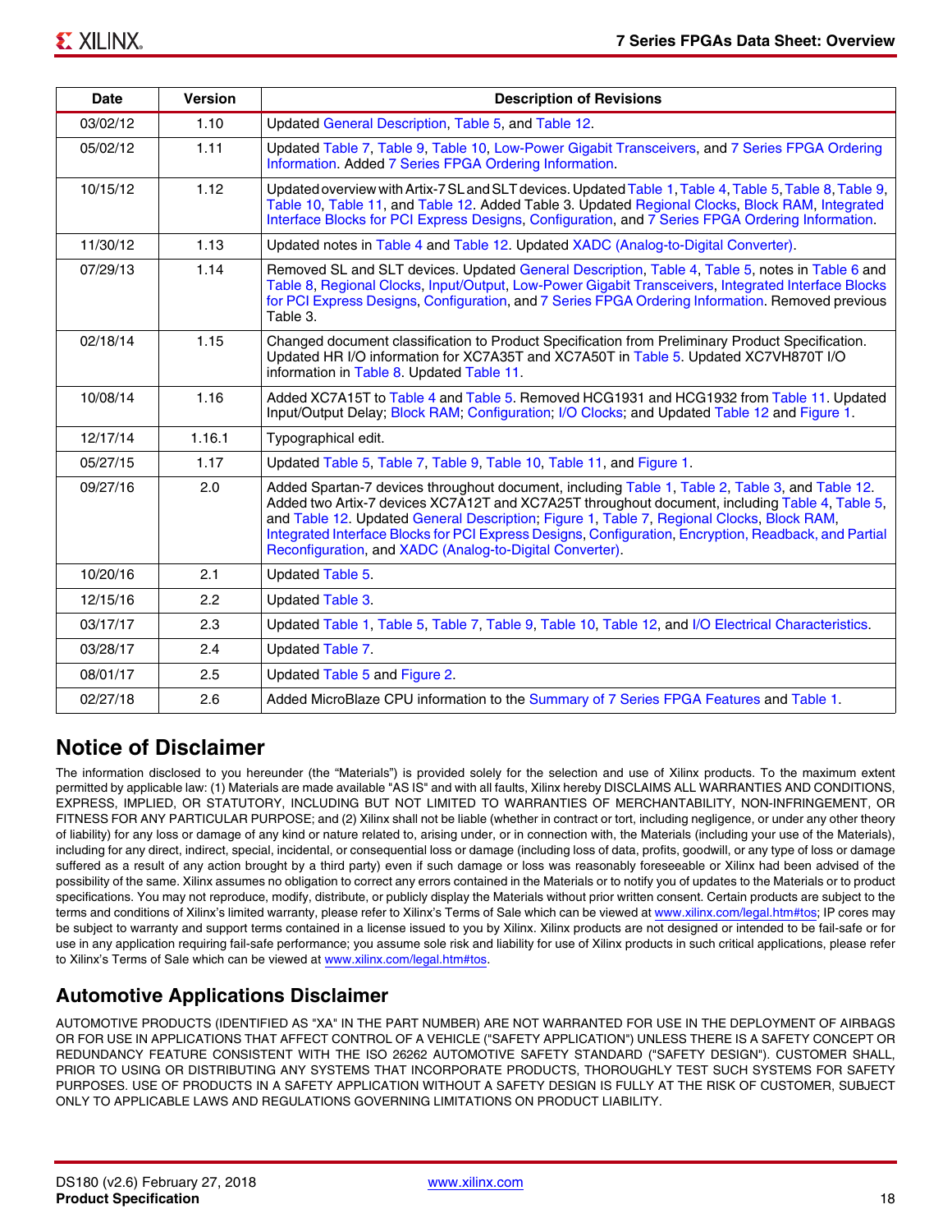| Date | Version | Description of Revisions |
|---|---|---|
| 03/02/12 | 1.10 | Updated General Description, Table 5, and Table 12. |
| 05/02/12 | 1.11 | Updated Table 7, Table 9, Table 10, Low-Power Gigabit Transceivers, and 7 Series FPGA Ordering Information. Added 7 Series FPGA Ordering Information. |
| 10/15/12 | 1.12 | Updated overview with Artix-7 SL and SLT devices. Updated Table 1, Table 4, Table 5, Table 8, Table 9, Table 10, Table 11, and Table 12. Added Table 3. Updated Regional Clocks, Block RAM, Integrated Interface Blocks for PCI Express Designs, Configuration, and 7 Series FPGA Ordering Information. |
| 11/30/12 | 1.13 | Updated notes in Table 4 and Table 12. Updated XADC (Analog-to-Digital Converter). |
| 07/29/13 | 1.14 | Removed SL and SLT devices. Updated General Description, Table 4, Table 5, notes in Table 6 and Table 8, Regional Clocks, Input/Output, Low-Power Gigabit Transceivers, Integrated Interface Blocks for PCI Express Designs, Configuration, and 7 Series FPGA Ordering Information. Removed previous Table 3. |
| 02/18/14 | 1.15 | Changed document classification to Product Specification from Preliminary Product Specification. Updated HR I/O information for XC7A35T and XC7A50T in Table 5. Updated XC7VH870T I/O information in Table 8. Updated Table 11. |
| 10/08/14 | 1.16 | Added XC7A15T to Table 4 and Table 5. Removed HCG1931 and HCG1932 from Table 11. Updated Input/Output Delay; Block RAM; Configuration; I/O Clocks; and Updated Table 12 and Figure 1. |
| 12/17/14 | 1.16.1 | Typographical edit. |
| 05/27/15 | 1.17 | Updated Table 5, Table 7, Table 9, Table 10, Table 11, and Figure 1. |
| 09/27/16 | 2.0 | Added Spartan-7 devices throughout document, including Table 1, Table 2, Table 3, and Table 12. Added two Artix-7 devices XC7A12T and XC7A25T throughout document, including Table 4, Table 5, and Table 12. Updated General Description; Figure 1, Table 7, Regional Clocks, Block RAM, Integrated Interface Blocks for PCI Express Designs, Configuration, Encryption, Readback, and Partial Reconfiguration, and XADC (Analog-to-Digital Converter). |
| 10/20/16 | 2.1 | Updated Table 5. |
| 12/15/16 | 2.2 | Updated Table 3. |
| 03/17/17 | 2.3 | Updated Table 1, Table 5, Table 7, Table 9, Table 10, Table 12, and I/O Electrical Characteristics. |
| 03/28/17 | 2.4 | Updated Table 7. |
| 08/01/17 | 2.5 | Updated Table 5 and Figure 2. |
| 02/27/18 | 2.6 | Added MicroBlaze CPU information to the Summary of 7 Series FPGA Features and Table 1. |

## Notice of Disclaimer

The information disclosed to you hereunder (the "Materials") is provided solely for the selection and use of Xilinx products. To the maximum extent permitted by applicable law: (1) Materials are made available "AS IS" and with all faults, Xilinx hereby DISCLAIMS ALL WARRANTIES AND CONDITIONS, EXPRESS, IMPLIED, OR STATUTORY, INCLUDING BUT NOT LIMITED TO WARRANTIES OF MERCHANTABILITY, NON-INFRINGEMENT, OR FITNESS FOR ANY PARTICULAR PURPOSE; and (2) Xilinx shall not be liable (whether in contract or tort, including negligence, or under any other theory of liability) for any loss or damage of any kind or nature related to, arising under, or in connection with, the Materials (including your use of the Materials), including for any direct, indirect, special, incidental, or consequential loss or damage (including loss of data, profits, goodwill, or any type of loss or damage suffered as a result of any action brought by a third party) even if such damage or loss was reasonably foreseeable or Xilinx had been advised of the possibility of the same. Xilinx assumes no obligation to correct any errors contained in the Materials or to notify you of updates to the Materials or to product specifications. You may not reproduce, modify, distribute, or publicly display the Materials without prior written consent. Certain products are subject to the terms and conditions of Xilinx's limited warranty, please refer to Xilinx's Terms of Sale which can be viewed at www.xilinx.com/legal.htm#tos; IP cores may be subject to warranty and support terms contained in a license issued to you by Xilinx. Xilinx products are not designed or intended to be fail-safe or for use in any application requiring fail-safe performance; you assume sole risk and liability for use of Xilinx products in such critical applications, please refer to Xilinx's Terms of Sale which can be viewed at www.xilinx.com/legal.htm#tos.

## Automotive Applications Disclaimer

AUTOMOTIVE PRODUCTS (IDENTIFIED AS "XA" IN THE PART NUMBER) ARE NOT WARRANTED FOR USE IN THE DEPLOYMENT OF AIRBAGS OR FOR USE IN APPLICATIONS THAT AFFECT CONTROL OF A VEHICLE ("SAFETY APPLICATION") UNLESS THERE IS A SAFETY CONCEPT OR REDUNDANCY FEATURE CONSISTENT WITH THE ISO 26262 AUTOMOTIVE SAFETY STANDARD ("SAFETY DESIGN"). CUSTOMER SHALL, PRIOR TO USING OR DISTRIBUTING ANY SYSTEMS THAT INCORPORATE PRODUCTS, THOROUGHLY TEST SUCH SYSTEMS FOR SAFETY PURPOSES. USE OF PRODUCTS IN A SAFETY APPLICATION WITHOUT A SAFETY DESIGN IS FULLY AT THE RISK OF CUSTOMER, SUBJECT ONLY TO APPLICABLE LAWS AND REGULATIONS GOVERNING LIMITATIONS ON PRODUCT LIABILITY.